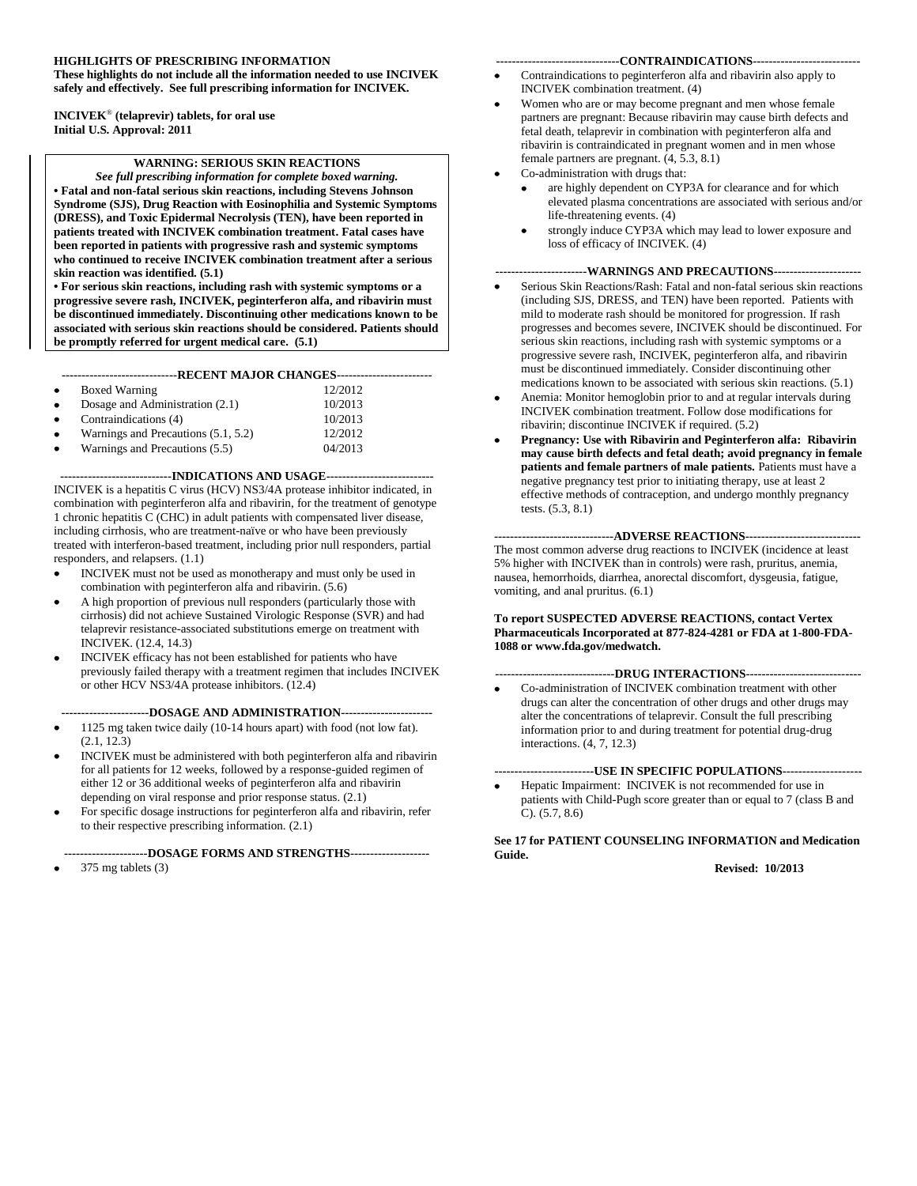**HIGHLIGHTS OF PRESCRIBING INFORMATION**
**These highlights do not include all the information needed to use INCIVEK safely and effectively. See full prescribing information for INCIVEK.**

**INCIVEK® (telaprevir) tablets, for oral use**
**Initial U.S. Approval: 2011**

**WARNING: SERIOUS SKIN REACTIONS**
***See full prescribing information for complete boxed warning.***
**• Fatal and non-fatal serious skin reactions, including Stevens Johnson Syndrome (SJS), Drug Reaction with Eosinophilia and Systemic Symptoms (DRESS), and Toxic Epidermal Necrolysis (TEN), have been reported in patients treated with INCIVEK combination treatment. Fatal cases have been reported in patients with progressive rash and systemic symptoms who continued to receive INCIVEK combination treatment after a serious skin reaction was identified. (5.1)**
**• For serious skin reactions, including rash with systemic symptoms or a progressive severe rash, INCIVEK, peginterferon alfa, and ribavirin must be discontinued immediately. Discontinuing other medications known to be associated with serious skin reactions should be considered. Patients should be promptly referred for urgent medical care. (5.1)**

**RECENT MAJOR CHANGES**

| | |
|---|---|
| • Boxed Warning | 12/2012 |
| • Dosage and Administration (2.1) | 10/2013 |
| • Contraindications (4) | 10/2013 |
| • Warnings and Precautions (5.1, 5.2) | 12/2012 |
| • Warnings and Precautions (5.5) | 04/2013 |

**INDICATIONS AND USAGE**

INCIVEK is a hepatitis C virus (HCV) NS3/4A protease inhibitor indicated, in combination with peginterferon alfa and ribavirin, for the treatment of genotype 1 chronic hepatitis C (CHC) in adult patients with compensated liver disease, including cirrhosis, who are treatment-naïve or who have been previously treated with interferon-based treatment, including prior null responders, partial responders, and relapsers. (1.1)

- INCIVEK must not be used as monotherapy and must only be used in combination with peginterferon alfa and ribavirin. (5.6)
- A high proportion of previous null responders (particularly those with cirrhosis) did not achieve Sustained Virologic Response (SVR) and had telaprevir resistance-associated substitutions emerge on treatment with INCIVEK. (12.4, 14.3)
- INCIVEK efficacy has not been established for patients who have previously failed therapy with a treatment regimen that includes INCIVEK or other HCV NS3/4A protease inhibitors. (12.4)

**DOSAGE AND ADMINISTRATION**

- 1125 mg taken twice daily (10-14 hours apart) with food (not low fat). (2.1, 12.3)
- INCIVEK must be administered with both peginterferon alfa and ribavirin for all patients for 12 weeks, followed by a response-guided regimen of either 12 or 36 additional weeks of peginterferon alfa and ribavirin depending on viral response and prior response status. (2.1)
- For specific dosage instructions for peginterferon alfa and ribavirin, refer to their respective prescribing information. (2.1)

**DOSAGE FORMS AND STRENGTHS**

- 375 mg tablets (3)

**CONTRAINDICATIONS**

- Contraindications to peginterferon alfa and ribavirin also apply to INCIVEK combination treatment. (4)
- Women who are or may become pregnant and men whose female partners are pregnant: Because ribavirin may cause birth defects and fetal death, telaprevir in combination with peginterferon alfa and ribavirin is contraindicated in pregnant women and in men whose female partners are pregnant. (4, 5.3, 8.1)
- Co-administration with drugs that:
  - are highly dependent on CYP3A for clearance and for which elevated plasma concentrations are associated with serious and/or life-threatening events. (4)
  - strongly induce CYP3A which may lead to lower exposure and loss of efficacy of INCIVEK. (4)

**WARNINGS AND PRECAUTIONS**

- Serious Skin Reactions/Rash: Fatal and non-fatal serious skin reactions (including SJS, DRESS, and TEN) have been reported. Patients with mild to moderate rash should be monitored for progression. If rash progresses and becomes severe, INCIVEK should be discontinued. For serious skin reactions, including rash with systemic symptoms or a progressive severe rash, INCIVEK, peginterferon alfa, and ribavirin must be discontinued immediately. Consider discontinuing other medications known to be associated with serious skin reactions. (5.1)
- Anemia: Monitor hemoglobin prior to and at regular intervals during INCIVEK combination treatment. Follow dose modifications for ribavirin; discontinue INCIVEK if required. (5.2)
- **Pregnancy: Use with Ribavirin and Peginterferon alfa: Ribavirin may cause birth defects and fetal death; avoid pregnancy in female patients and female partners of male patients.** Patients must have a negative pregnancy test prior to initiating therapy, use at least 2 effective methods of contraception, and undergo monthly pregnancy tests. (5.3, 8.1)

**ADVERSE REACTIONS**

The most common adverse drug reactions to INCIVEK (incidence at least 5% higher with INCIVEK than in controls) were rash, pruritus, anemia, nausea, hemorrhoids, diarrhea, anorectal discomfort, dysgeusia, fatigue, vomiting, and anal pruritus. (6.1)

**To report SUSPECTED ADVERSE REACTIONS, contact Vertex Pharmaceuticals Incorporated at 877-824-4281 or FDA at 1-800-FDA-1088 or www.fda.gov/medwatch.**

**DRUG INTERACTIONS**

- Co-administration of INCIVEK combination treatment with other drugs can alter the concentration of other drugs and other drugs may alter the concentrations of telaprevir. Consult the full prescribing information prior to and during treatment for potential drug-drug interactions. (4, 7, 12.3)

**USE IN SPECIFIC POPULATIONS**

- Hepatic Impairment: INCIVEK is not recommended for use in patients with Child-Pugh score greater than or equal to 7 (class B and C). (5.7, 8.6)

**See 17 for PATIENT COUNSELING INFORMATION and Medication Guide.**

**Revised: 10/2013**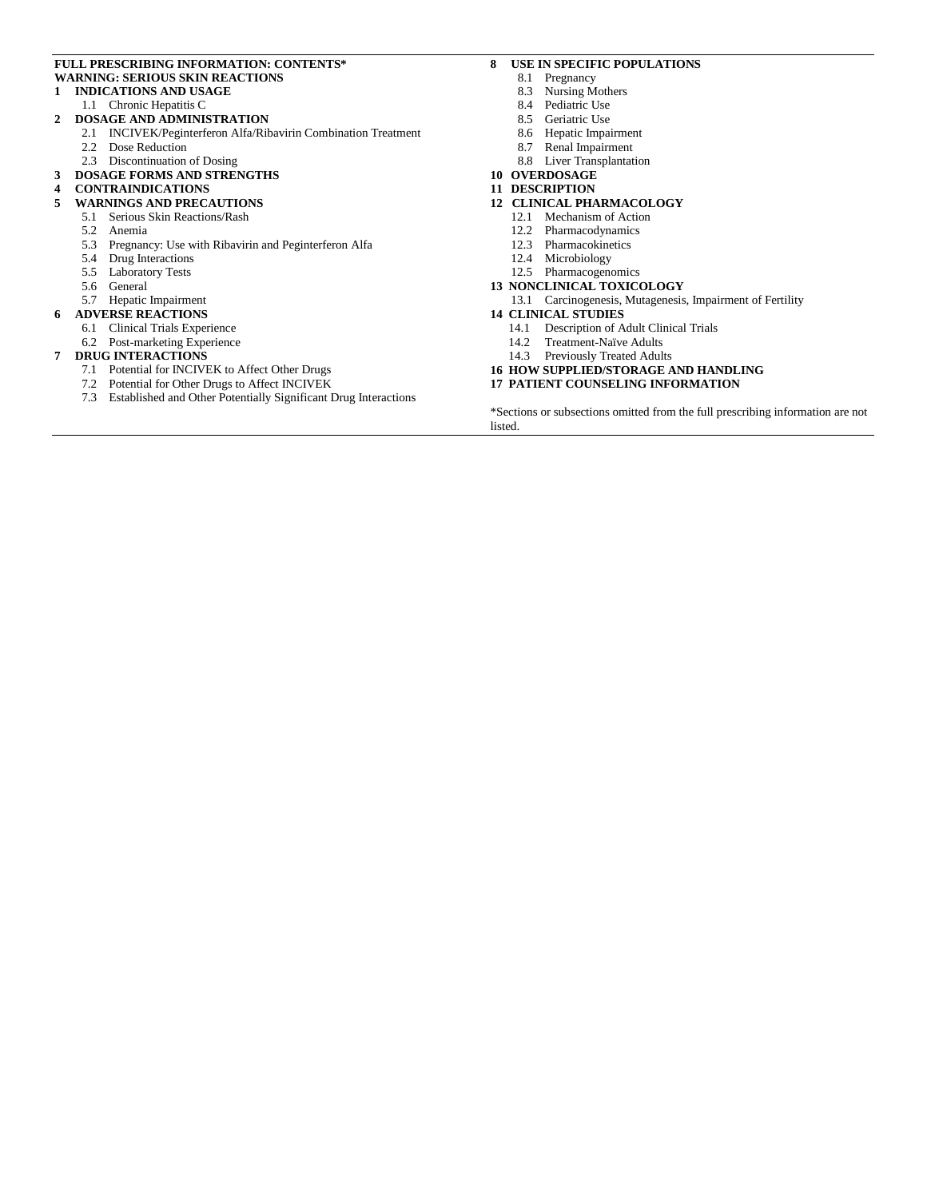**FULL PRESCRIBING INFORMATION: CONTENTS***

**WARNING: SERIOUS SKIN REACTIONS**

**1 INDICATIONS AND USAGE**
- 1.1 Chronic Hepatitis C

**2 DOSAGE AND ADMINISTRATION**
- 2.1 INCIVEK/Peginterferon Alfa/Ribavirin Combination Treatment
- 2.2 Dose Reduction
- 2.3 Discontinuation of Dosing

**3 DOSAGE FORMS AND STRENGTHS**

**4 CONTRAINDICATIONS**

**5 WARNINGS AND PRECAUTIONS**
- 5.1 Serious Skin Reactions/Rash
- 5.2 Anemia
- 5.3 Pregnancy: Use with Ribavirin and Peginterferon Alfa
- 5.4 Drug Interactions
- 5.5 Laboratory Tests
- 5.6 General
- 5.7 Hepatic Impairment

**6 ADVERSE REACTIONS**
- 6.1 Clinical Trials Experience
- 6.2 Post-marketing Experience

**7 DRUG INTERACTIONS**
- 7.1 Potential for INCIVEK to Affect Other Drugs
- 7.2 Potential for Other Drugs to Affect INCIVEK
- 7.3 Established and Other Potentially Significant Drug Interactions

**8 USE IN SPECIFIC POPULATIONS**
- 8.1 Pregnancy
- 8.3 Nursing Mothers
- 8.4 Pediatric Use
- 8.5 Geriatric Use
- 8.6 Hepatic Impairment
- 8.7 Renal Impairment
- 8.8 Liver Transplantation

**10 OVERDOSAGE**

**11 DESCRIPTION**

**12 CLINICAL PHARMACOLOGY**
- 12.1 Mechanism of Action
- 12.2 Pharmacodynamics
- 12.3 Pharmacokinetics
- 12.4 Microbiology
- 12.5 Pharmacogenomics

**13 NONCLINICAL TOXICOLOGY**
- 13.1 Carcinogenesis, Mutagenesis, Impairment of Fertility

**14 CLINICAL STUDIES**
- 14.1 Description of Adult Clinical Trials
- 14.2 Treatment-Naïve Adults
- 14.3 Previously Treated Adults

**16 HOW SUPPLIED/STORAGE AND HANDLING**

**17 PATIENT COUNSELING INFORMATION**

*Sections or subsections omitted from the full prescribing information are not listed.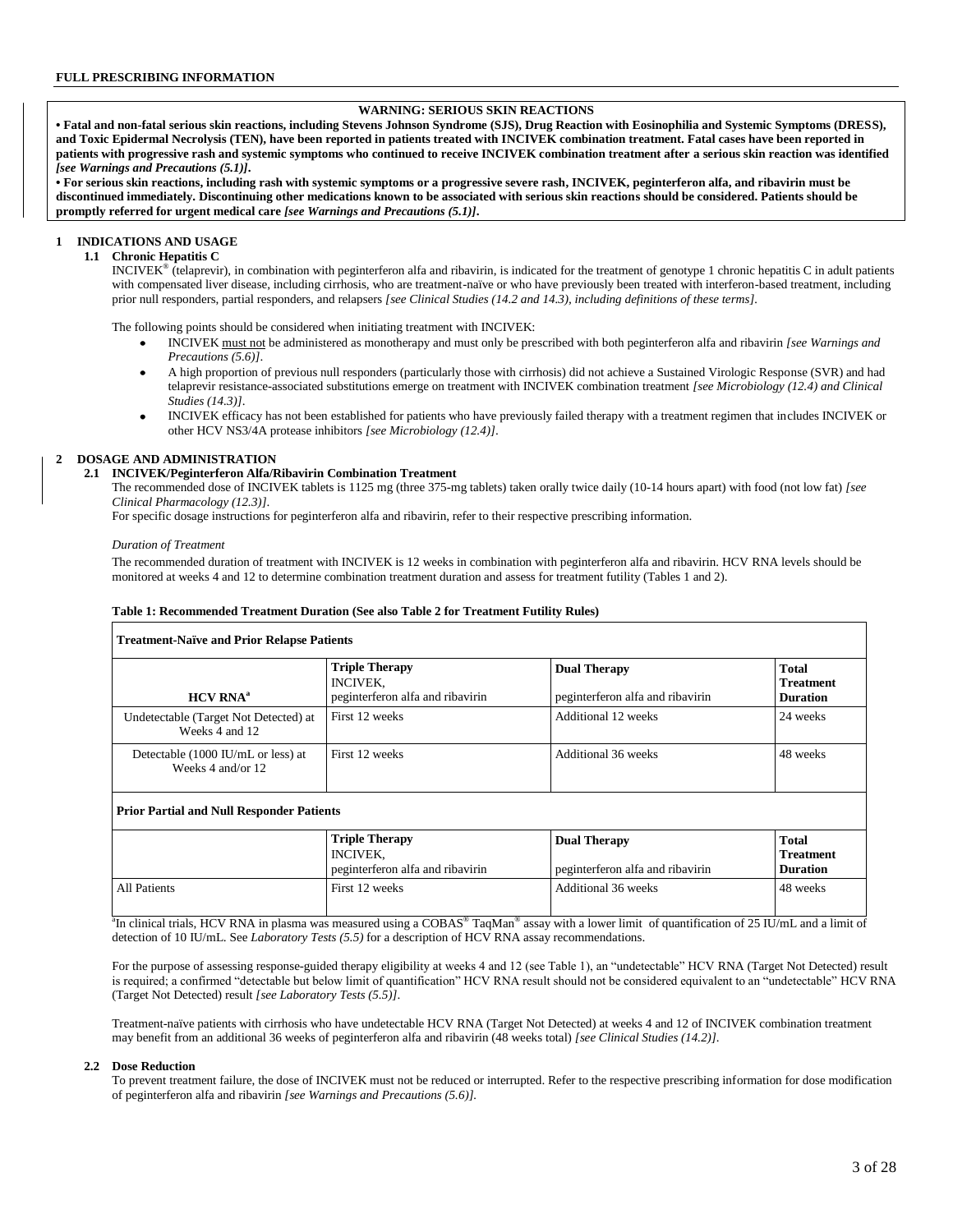**FULL PRESCRIBING INFORMATION**

**WARNING: SERIOUS SKIN REACTIONS**

**• Fatal and non-fatal serious skin reactions, including Stevens Johnson Syndrome (SJS), Drug Reaction with Eosinophilia and Systemic Symptoms (DRESS), and Toxic Epidermal Necrolysis (TEN), have been reported in patients treated with INCIVEK combination treatment. Fatal cases have been reported in patients with progressive rash and systemic symptoms who continued to receive INCIVEK combination treatment after a serious skin reaction was identified *[see Warnings and Precautions (5.1)]*.**

**• For serious skin reactions, including rash with systemic symptoms or a progressive severe rash, INCIVEK, peginterferon alfa, and ribavirin must be discontinued immediately. Discontinuing other medications known to be associated with serious skin reactions should be considered. Patients should be promptly referred for urgent medical care *[see Warnings and Precautions (5.1)]*.**

# 1 INDICATIONS AND USAGE

## 1.1 Chronic Hepatitis C

INCIVEK® (telaprevir), in combination with peginterferon alfa and ribavirin, is indicated for the treatment of genotype 1 chronic hepatitis C in adult patients with compensated liver disease, including cirrhosis, who are treatment-naïve or who have previously been treated with interferon-based treatment, including prior null responders, partial responders, and relapsers *[see Clinical Studies (14.2 and 14.3), including definitions of these terms]*.

The following points should be considered when initiating treatment with INCIVEK:

- INCIVEK must not be administered as monotherapy and must only be prescribed with both peginterferon alfa and ribavirin *[see Warnings and Precautions (5.6)]*.
- A high proportion of previous null responders (particularly those with cirrhosis) did not achieve a Sustained Virologic Response (SVR) and had telaprevir resistance-associated substitutions emerge on treatment with INCIVEK combination treatment *[see Microbiology (12.4) and Clinical Studies (14.3)]*.
- INCIVEK efficacy has not been established for patients who have previously failed therapy with a treatment regimen that includes INCIVEK or other HCV NS3/4A protease inhibitors *[see Microbiology (12.4)]*.

# 2 DOSAGE AND ADMINISTRATION

## 2.1 INCIVEK/Peginterferon Alfa/Ribavirin Combination Treatment

The recommended dose of INCIVEK tablets is 1125 mg (three 375-mg tablets) taken orally twice daily (10-14 hours apart) with food (not low fat) *[see Clinical Pharmacology (12.3)]*.

For specific dosage instructions for peginterferon alfa and ribavirin, refer to their respective prescribing information.

*Duration of Treatment*

The recommended duration of treatment with INCIVEK is 12 weeks in combination with peginterferon alfa and ribavirin. HCV RNA levels should be monitored at weeks 4 and 12 to determine combination treatment duration and assess for treatment futility (Tables 1 and 2).

**Table 1: Recommended Treatment Duration (See also Table 2 for Treatment Futility Rules)**

| **Treatment-Naïve and Prior Relapse Patients** | | | |
|---|---|---|---|
| **HCV RNA**[a] | **Triple Therapy** INCIVEK, peginterferon alfa and ribavirin | **Dual Therapy** peginterferon alfa and ribavirin | **Total Treatment Duration** |
| Undetectable (Target Not Detected) at Weeks 4 and 12 | First 12 weeks | Additional 12 weeks | 24 weeks |
| Detectable (1000 IU/mL or less) at Weeks 4 and/or 12 | First 12 weeks | Additional 36 weeks | 48 weeks |
| **Prior Partial and Null Responder Patients** | | | |
| | **Triple Therapy** INCIVEK, peginterferon alfa and ribavirin | **Dual Therapy** peginterferon alfa and ribavirin | **Total Treatment Duration** |
| All Patients | First 12 weeks | Additional 36 weeks | 48 weeks |

[a]In clinical trials, HCV RNA in plasma was measured using a COBAS® TaqMan® assay with a lower limit of quantification of 25 IU/mL and a limit of detection of 10 IU/mL. See *Laboratory Tests (5.5)* for a description of HCV RNA assay recommendations.

For the purpose of assessing response-guided therapy eligibility at weeks 4 and 12 (see Table 1), an "undetectable" HCV RNA (Target Not Detected) result is required; a confirmed "detectable but below limit of quantification" HCV RNA result should not be considered equivalent to an "undetectable" HCV RNA (Target Not Detected) result *[see Laboratory Tests (5.5)]*.

Treatment-naïve patients with cirrhosis who have undetectable HCV RNA (Target Not Detected) at weeks 4 and 12 of INCIVEK combination treatment may benefit from an additional 36 weeks of peginterferon alfa and ribavirin (48 weeks total) *[see Clinical Studies (14.2)]*.

## 2.2 Dose Reduction

To prevent treatment failure, the dose of INCIVEK must not be reduced or interrupted. Refer to the respective prescribing information for dose modification of peginterferon alfa and ribavirin *[see Warnings and Precautions (5.6)]*.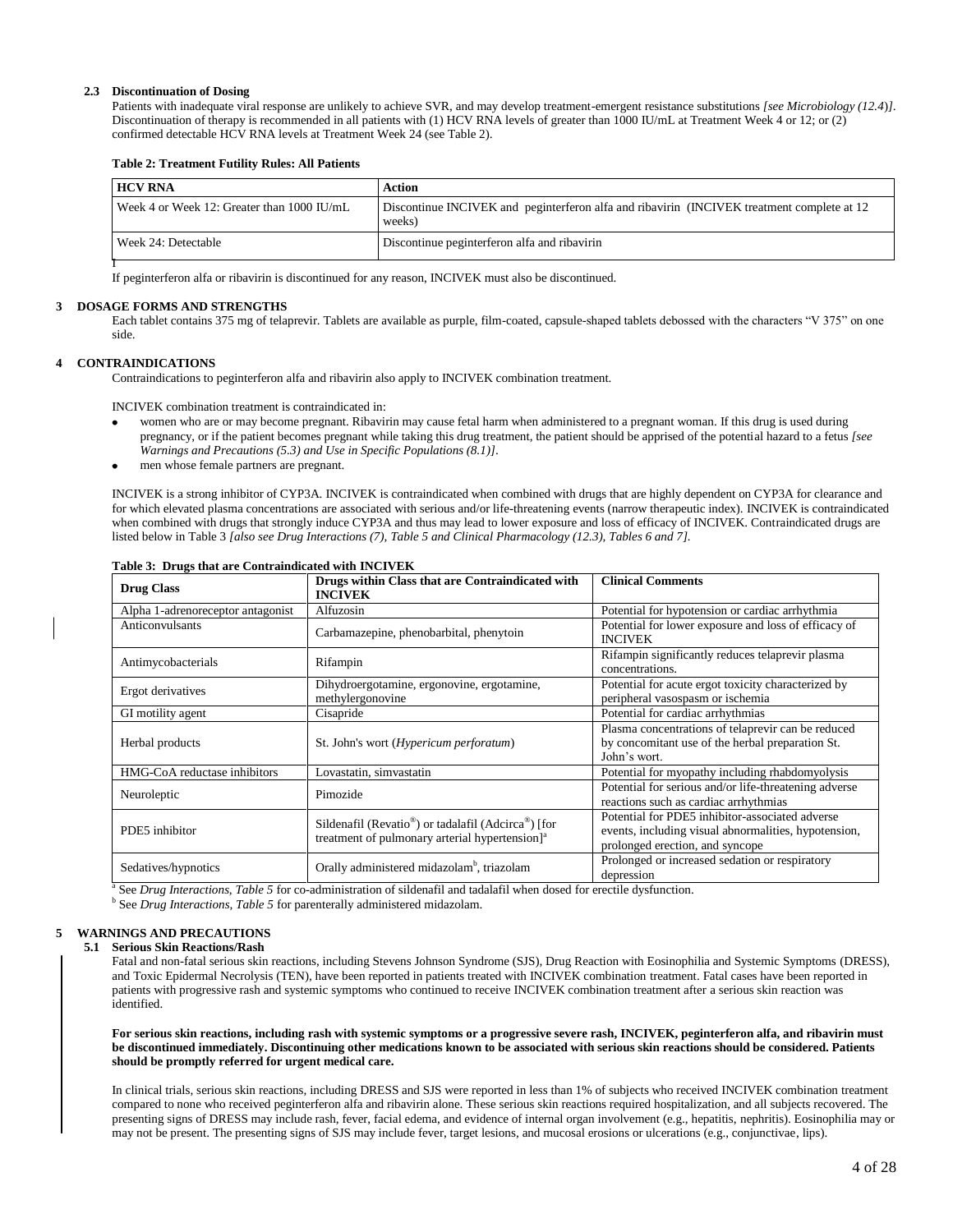### 2.3 Discontinuation of Dosing

Patients with inadequate viral response are unlikely to achieve SVR, and may develop treatment-emergent resistance substitutions *[see Microbiology (12.4)]*. Discontinuation of therapy is recommended in all patients with (1) HCV RNA levels of greater than 1000 IU/mL at Treatment Week 4 or 12; or (2) confirmed detectable HCV RNA levels at Treatment Week 24 (see Table 2).

**Table 2: Treatment Futility Rules: All Patients**

| HCV RNA | Action |
|---|---|
| Week 4 or Week 12: Greater than 1000 IU/mL | Discontinue INCIVEK and peginterferon alfa and ribavirin (INCIVEK treatment complete at 12 weeks) |
| Week 24: Detectable | Discontinue peginterferon alfa and ribavirin |

If peginterferon alfa or ribavirin is discontinued for any reason, INCIVEK must also be discontinued.

## 3 DOSAGE FORMS AND STRENGTHS

Each tablet contains 375 mg of telaprevir. Tablets are available as purple, film-coated, capsule-shaped tablets debossed with the characters "V 375" on one side.

## 4 CONTRAINDICATIONS

Contraindications to peginterferon alfa and ribavirin also apply to INCIVEK combination treatment.

INCIVEK combination treatment is contraindicated in:

- women who are or may become pregnant. Ribavirin may cause fetal harm when administered to a pregnant woman. If this drug is used during pregnancy, or if the patient becomes pregnant while taking this drug treatment, the patient should be apprised of the potential hazard to a fetus *[see Warnings and Precautions (5.3) and Use in Specific Populations (8.1)]*.
- men whose female partners are pregnant.

INCIVEK is a strong inhibitor of CYP3A. INCIVEK is contraindicated when combined with drugs that are highly dependent on CYP3A for clearance and for which elevated plasma concentrations are associated with serious and/or life-threatening events (narrow therapeutic index). INCIVEK is contraindicated when combined with drugs that strongly induce CYP3A and thus may lead to lower exposure and loss of efficacy of INCIVEK. Contraindicated drugs are listed below in Table 3 *[also see Drug Interactions (7), Table 5 and Clinical Pharmacology (12.3), Tables 6 and 7]*.

**Table 3: Drugs that are Contraindicated with INCIVEK**

| Drug Class | Drugs within Class that are Contraindicated with INCIVEK | Clinical Comments |
|---|---|---|
| Alpha 1-adrenoreceptor antagonist | Alfuzosin | Potential for hypotension or cardiac arrhythmia |
| Anticonvulsants | Carbamazepine, phenobarbital, phenytoin | Potential for lower exposure and loss of efficacy of INCIVEK |
| Antimycobacterials | Rifampin | Rifampin significantly reduces telaprevir plasma concentrations. |
| Ergot derivatives | Dihydroergotamine, ergonovine, ergotamine, methylergonovine | Potential for acute ergot toxicity characterized by peripheral vasospasm or ischemia |
| GI motility agent | Cisapride | Potential for cardiac arrhythmias |
| Herbal products | St. John's wort (*Hypericum perforatum*) | Plasma concentrations of telaprevir can be reduced by concomitant use of the herbal preparation St. John's wort. |
| HMG-CoA reductase inhibitors | Lovastatin, simvastatin | Potential for myopathy including rhabdomyolysis |
| Neuroleptic | Pimozide | Potential for serious and/or life-threatening adverse reactions such as cardiac arrhythmias |
| PDE5 inhibitor | Sildenafil (Revatio®) or tadalafil (Adcirca®) [for treatment of pulmonary arterial hypertension][a] | Potential for PDE5 inhibitor-associated adverse events, including visual abnormalities, hypotension, prolonged erection, and syncope |
| Sedatives/hypnotics | Orally administered midazolam[b], triazolam | Prolonged or increased sedation or respiratory depression |

[a] See *Drug Interactions, Table 5* for co-administration of sildenafil and tadalafil when dosed for erectile dysfunction.

[b] See *Drug Interactions, Table 5* for parenterally administered midazolam.

## 5 WARNINGS AND PRECAUTIONS

### 5.1 Serious Skin Reactions/Rash

Fatal and non-fatal serious skin reactions, including Stevens Johnson Syndrome (SJS), Drug Reaction with Eosinophilia and Systemic Symptoms (DRESS), and Toxic Epidermal Necrolysis (TEN), have been reported in patients treated with INCIVEK combination treatment. Fatal cases have been reported in patients with progressive rash and systemic symptoms who continued to receive INCIVEK combination treatment after a serious skin reaction was identified.

**For serious skin reactions, including rash with systemic symptoms or a progressive severe rash, INCIVEK, peginterferon alfa, and ribavirin must be discontinued immediately. Discontinuing other medications known to be associated with serious skin reactions should be considered. Patients should be promptly referred for urgent medical care.**

In clinical trials, serious skin reactions, including DRESS and SJS were reported in less than 1% of subjects who received INCIVEK combination treatment compared to none who received peginterferon alfa and ribavirin alone. These serious skin reactions required hospitalization, and all subjects recovered. The presenting signs of DRESS may include rash, fever, facial edema, and evidence of internal organ involvement (e.g., hepatitis, nephritis). Eosinophilia may or may not be present. The presenting signs of SJS may include fever, target lesions, and mucosal erosions or ulcerations (e.g., conjunctivae, lips).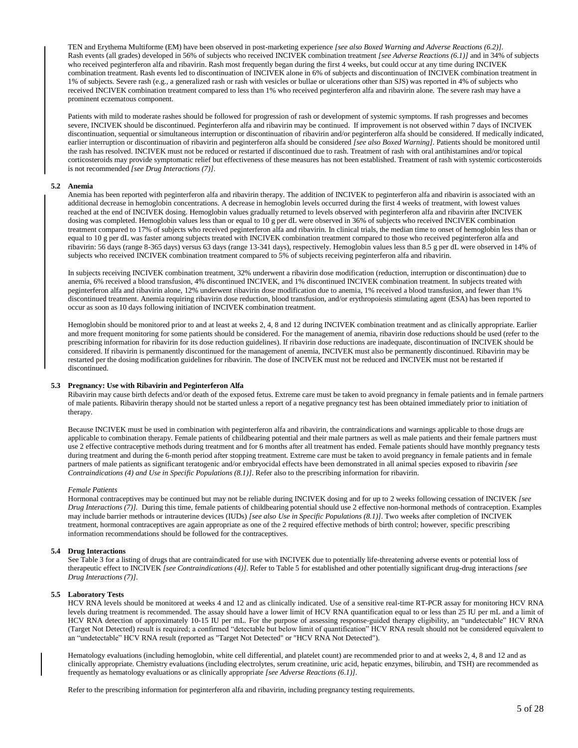TEN and Erythema Multiforme (EM) have been observed in post-marketing experience *[see also Boxed Warning and Adverse Reactions (6.2)]*. Rash events (all grades) developed in 56% of subjects who received INCIVEK combination treatment *[see Adverse Reactions (6.1)]* and in 34% of subjects who received peginterferon alfa and ribavirin. Rash most frequently began during the first 4 weeks, but could occur at any time during INCIVEK combination treatment. Rash events led to discontinuation of INCIVEK alone in 6% of subjects and discontinuation of INCIVEK combination treatment in 1% of subjects. Severe rash (e.g., a generalized rash or rash with vesicles or bullae or ulcerations other than SJS) was reported in 4% of subjects who received INCIVEK combination treatment compared to less than 1% who received peginterferon alfa and ribavirin alone. The severe rash may have a prominent eczematous component.

Patients with mild to moderate rashes should be followed for progression of rash or development of systemic symptoms. If rash progresses and becomes severe, INCIVEK should be discontinued. Peginterferon alfa and ribavirin may be continued. If improvement is not observed within 7 days of INCIVEK discontinuation, sequential or simultaneous interruption or discontinuation of ribavirin and/or peginterferon alfa should be considered. If medically indicated, earlier interruption or discontinuation of ribavirin and peginterferon alfa should be considered *[see also Boxed Warning]*. Patients should be monitored until the rash has resolved. INCIVEK must not be reduced or restarted if discontinued due to rash. Treatment of rash with oral antihistamines and/or topical corticosteroids may provide symptomatic relief but effectiveness of these measures has not been established. Treatment of rash with systemic corticosteroids is not recommended *[see Drug Interactions (7)]*.

### 5.2 Anemia

Anemia has been reported with peginterferon alfa and ribavirin therapy. The addition of INCIVEK to peginterferon alfa and ribavirin is associated with an additional decrease in hemoglobin concentrations. A decrease in hemoglobin levels occurred during the first 4 weeks of treatment, with lowest values reached at the end of INCIVEK dosing. Hemoglobin values gradually returned to levels observed with peginterferon alfa and ribavirin after INCIVEK dosing was completed. Hemoglobin values less than or equal to 10 g per dL were observed in 36% of subjects who received INCIVEK combination treatment compared to 17% of subjects who received peginterferon alfa and ribavirin. In clinical trials, the median time to onset of hemoglobin less than or equal to 10 g per dL was faster among subjects treated with INCIVEK combination treatment compared to those who received peginterferon alfa and ribavirin: 56 days (range 8-365 days) versus 63 days (range 13-341 days), respectively. Hemoglobin values less than 8.5 g per dL were observed in 14% of subjects who received INCIVEK combination treatment compared to 5% of subjects receiving peginterferon alfa and ribavirin.

In subjects receiving INCIVEK combination treatment, 32% underwent a ribavirin dose modification (reduction, interruption or discontinuation) due to anemia, 6% received a blood transfusion, 4% discontinued INCIVEK, and 1% discontinued INCIVEK combination treatment. In subjects treated with peginterferon alfa and ribavirin alone, 12% underwent ribavirin dose modification due to anemia, 1% received a blood transfusion, and fewer than 1% discontinued treatment. Anemia requiring ribavirin dose reduction, blood transfusion, and/or erythropoiesis stimulating agent (ESA) has been reported to occur as soon as 10 days following initiation of INCIVEK combination treatment.

Hemoglobin should be monitored prior to and at least at weeks 2, 4, 8 and 12 during INCIVEK combination treatment and as clinically appropriate. Earlier and more frequent monitoring for some patients should be considered. For the management of anemia, ribavirin dose reductions should be used (refer to the prescribing information for ribavirin for its dose reduction guidelines). If ribavirin dose reductions are inadequate, discontinuation of INCIVEK should be considered. If ribavirin is permanently discontinued for the management of anemia, INCIVEK must also be permanently discontinued. Ribavirin may be restarted per the dosing modification guidelines for ribavirin. The dose of INCIVEK must not be reduced and INCIVEK must not be restarted if discontinued.

### 5.3 Pregnancy: Use with Ribavirin and Peginterferon Alfa

Ribavirin may cause birth defects and/or death of the exposed fetus. Extreme care must be taken to avoid pregnancy in female patients and in female partners of male patients. Ribavirin therapy should not be started unless a report of a negative pregnancy test has been obtained immediately prior to initiation of therapy.

Because INCIVEK must be used in combination with peginterferon alfa and ribavirin, the contraindications and warnings applicable to those drugs are applicable to combination therapy. Female patients of childbearing potential and their male partners as well as male patients and their female partners must use 2 effective contraceptive methods during treatment and for 6 months after all treatment has ended. Female patients should have monthly pregnancy tests during treatment and during the 6-month period after stopping treatment. Extreme care must be taken to avoid pregnancy in female patients and in female partners of male patients as significant teratogenic and/or embryocidal effects have been demonstrated in all animal species exposed to ribavirin *[see Contraindications (4) and Use in Specific Populations (8.1)]*. Refer also to the prescribing information for ribavirin.

*Female Patients*

Hormonal contraceptives may be continued but may not be reliable during INCIVEK dosing and for up to 2 weeks following cessation of INCIVEK *[see Drug Interactions (7)]*. During this time, female patients of childbearing potential should use 2 effective non-hormonal methods of contraception. Examples may include barrier methods or intrauterine devices (IUDs) *[see also Use in Specific Populations (8.1)]*. Two weeks after completion of INCIVEK treatment, hormonal contraceptives are again appropriate as one of the 2 required effective methods of birth control; however, specific prescribing information recommendations should be followed for the contraceptives.

### 5.4 Drug Interactions

See Table 3 for a listing of drugs that are contraindicated for use with INCIVEK due to potentially life-threatening adverse events or potential loss of therapeutic effect to INCIVEK *[see Contraindications (4)]*. Refer to Table 5 for established and other potentially significant drug-drug interactions *[see Drug Interactions (7)]*.

### 5.5 Laboratory Tests

HCV RNA levels should be monitored at weeks 4 and 12 and as clinically indicated. Use of a sensitive real-time RT-PCR assay for monitoring HCV RNA levels during treatment is recommended. The assay should have a lower limit of HCV RNA quantification equal to or less than 25 IU per mL and a limit of HCV RNA detection of approximately 10-15 IU per mL. For the purpose of assessing response-guided therapy eligibility, an "undetectable" HCV RNA (Target Not Detected) result is required; a confirmed "detectable but below limit of quantification" HCV RNA result should not be considered equivalent to an "undetectable" HCV RNA result (reported as "Target Not Detected" or "HCV RNA Not Detected").

Hematology evaluations (including hemoglobin, white cell differential, and platelet count) are recommended prior to and at weeks 2, 4, 8 and 12 and as clinically appropriate. Chemistry evaluations (including electrolytes, serum creatinine, uric acid, hepatic enzymes, bilirubin, and TSH) are recommended as frequently as hematology evaluations or as clinically appropriate *[see Adverse Reactions (6.1)]*.

Refer to the prescribing information for peginterferon alfa and ribavirin, including pregnancy testing requirements.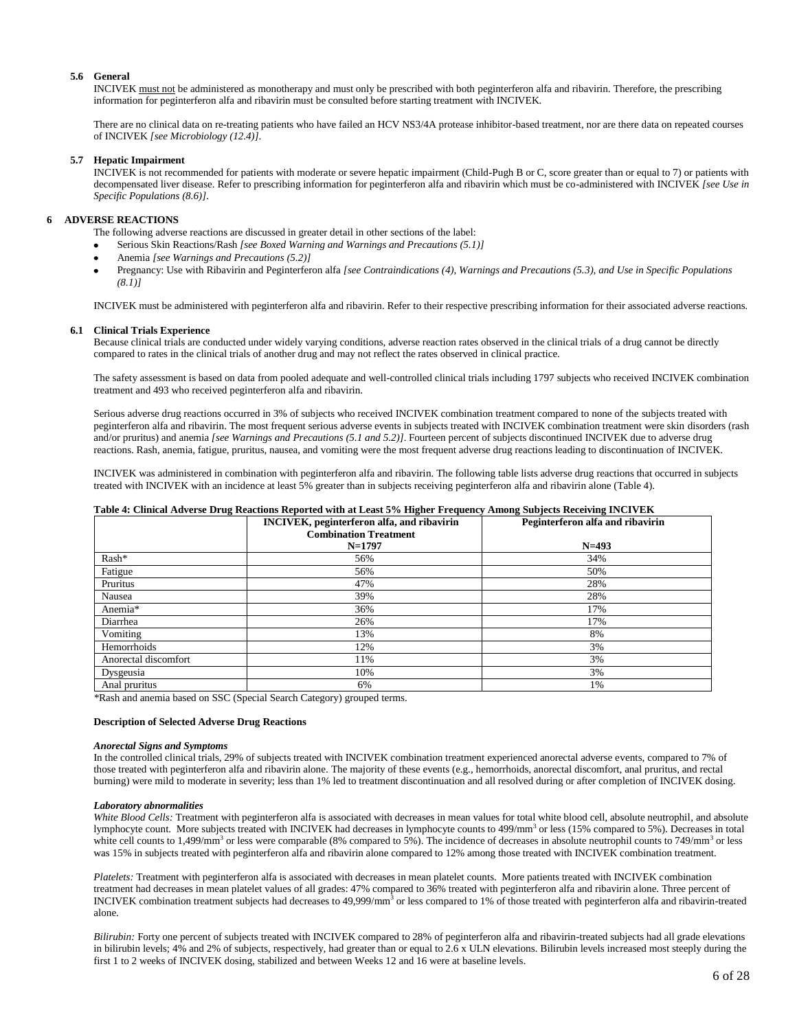### 5.6 General

INCIVEK must not be administered as monotherapy and must only be prescribed with both peginterferon alfa and ribavirin. Therefore, the prescribing information for peginterferon alfa and ribavirin must be consulted before starting treatment with INCIVEK.

There are no clinical data on re-treating patients who have failed an HCV NS3/4A protease inhibitor-based treatment, nor are there data on repeated courses of INCIVEK *[see Microbiology (12.4)]*.

### 5.7 Hepatic Impairment

INCIVEK is not recommended for patients with moderate or severe hepatic impairment (Child-Pugh B or C, score greater than or equal to 7) or patients with decompensated liver disease. Refer to prescribing information for peginterferon alfa and ribavirin which must be co-administered with INCIVEK *[see Use in Specific Populations (8.6)]*.

## 6 ADVERSE REACTIONS

The following adverse reactions are discussed in greater detail in other sections of the label:

- Serious Skin Reactions/Rash *[see Boxed Warning and Warnings and Precautions (5.1)]*
- Anemia *[see Warnings and Precautions (5.2)]*
- Pregnancy: Use with Ribavirin and Peginterferon alfa *[see Contraindications (4), Warnings and Precautions (5.3), and Use in Specific Populations (8.1)]*

INCIVEK must be administered with peginterferon alfa and ribavirin. Refer to their respective prescribing information for their associated adverse reactions.

### 6.1 Clinical Trials Experience

Because clinical trials are conducted under widely varying conditions, adverse reaction rates observed in the clinical trials of a drug cannot be directly compared to rates in the clinical trials of another drug and may not reflect the rates observed in clinical practice.

The safety assessment is based on data from pooled adequate and well-controlled clinical trials including 1797 subjects who received INCIVEK combination treatment and 493 who received peginterferon alfa and ribavirin.

Serious adverse drug reactions occurred in 3% of subjects who received INCIVEK combination treatment compared to none of the subjects treated with peginterferon alfa and ribavirin. The most frequent serious adverse events in subjects treated with INCIVEK combination treatment were skin disorders (rash and/or pruritus) and anemia *[see Warnings and Precautions (5.1 and 5.2)]*. Fourteen percent of subjects discontinued INCIVEK due to adverse drug reactions. Rash, anemia, fatigue, pruritus, nausea, and vomiting were the most frequent adverse drug reactions leading to discontinuation of INCIVEK.

INCIVEK was administered in combination with peginterferon alfa and ribavirin. The following table lists adverse drug reactions that occurred in subjects treated with INCIVEK with an incidence at least 5% greater than in subjects receiving peginterferon alfa and ribavirin alone (Table 4).

**Table 4: Clinical Adverse Drug Reactions Reported with at Least 5% Higher Frequency Among Subjects Receiving INCIVEK**

| | INCIVEK, peginterferon alfa, and ribavirin Combination Treatment N=1797 | Peginterferon alfa and ribavirin N=493 |
|---|---|---|
| Rash* | 56% | 34% |
| Fatigue | 56% | 50% |
| Pruritus | 47% | 28% |
| Nausea | 39% | 28% |
| Anemia* | 36% | 17% |
| Diarrhea | 26% | 17% |
| Vomiting | 13% | 8% |
| Hemorrhoids | 12% | 3% |
| Anorectal discomfort | 11% | 3% |
| Dysgeusia | 10% | 3% |
| Anal pruritus | 6% | 1% |

*Rash and anemia based on SSC (Special Search Category) grouped terms.

**Description of Selected Adverse Drug Reactions**

***Anorectal Signs and Symptoms***

In the controlled clinical trials, 29% of subjects treated with INCIVEK combination treatment experienced anorectal adverse events, compared to 7% of those treated with peginterferon alfa and ribavirin alone. The majority of these events (e.g., hemorrhoids, anorectal discomfort, anal pruritus, and rectal burning) were mild to moderate in severity; less than 1% led to treatment discontinuation and all resolved during or after completion of INCIVEK dosing.

***Laboratory abnormalities***

*White Blood Cells:* Treatment with peginterferon alfa is associated with decreases in mean values for total white blood cell, absolute neutrophil, and absolute lymphocyte count. More subjects treated with INCIVEK had decreases in lymphocyte counts to 499/mm$^3$ or less (15% compared to 5%). Decreases in total white cell counts to 1,499/mm$^3$ or less were comparable (8% compared to 5%). The incidence of decreases in absolute neutrophil counts to 749/mm$^3$ or less was 15% in subjects treated with peginterferon alfa and ribavirin alone compared to 12% among those treated with INCIVEK combination treatment.

*Platelets:* Treatment with peginterferon alfa is associated with decreases in mean platelet counts. More patients treated with INCIVEK combination treatment had decreases in mean platelet values of all grades: 47% compared to 36% treated with peginterferon alfa and ribavirin alone. Three percent of INCIVEK combination treatment subjects had decreases to 49,999/mm$^3$ or less compared to 1% of those treated with peginterferon alfa and ribavirin-treated alone.

*Bilirubin:* Forty one percent of subjects treated with INCIVEK compared to 28% of peginterferon alfa and ribavirin-treated subjects had all grade elevations in bilirubin levels; 4% and 2% of subjects, respectively, had greater than or equal to 2.6 x ULN elevations. Bilirubin levels increased most steeply during the first 1 to 2 weeks of INCIVEK dosing, stabilized and between Weeks 12 and 16 were at baseline levels.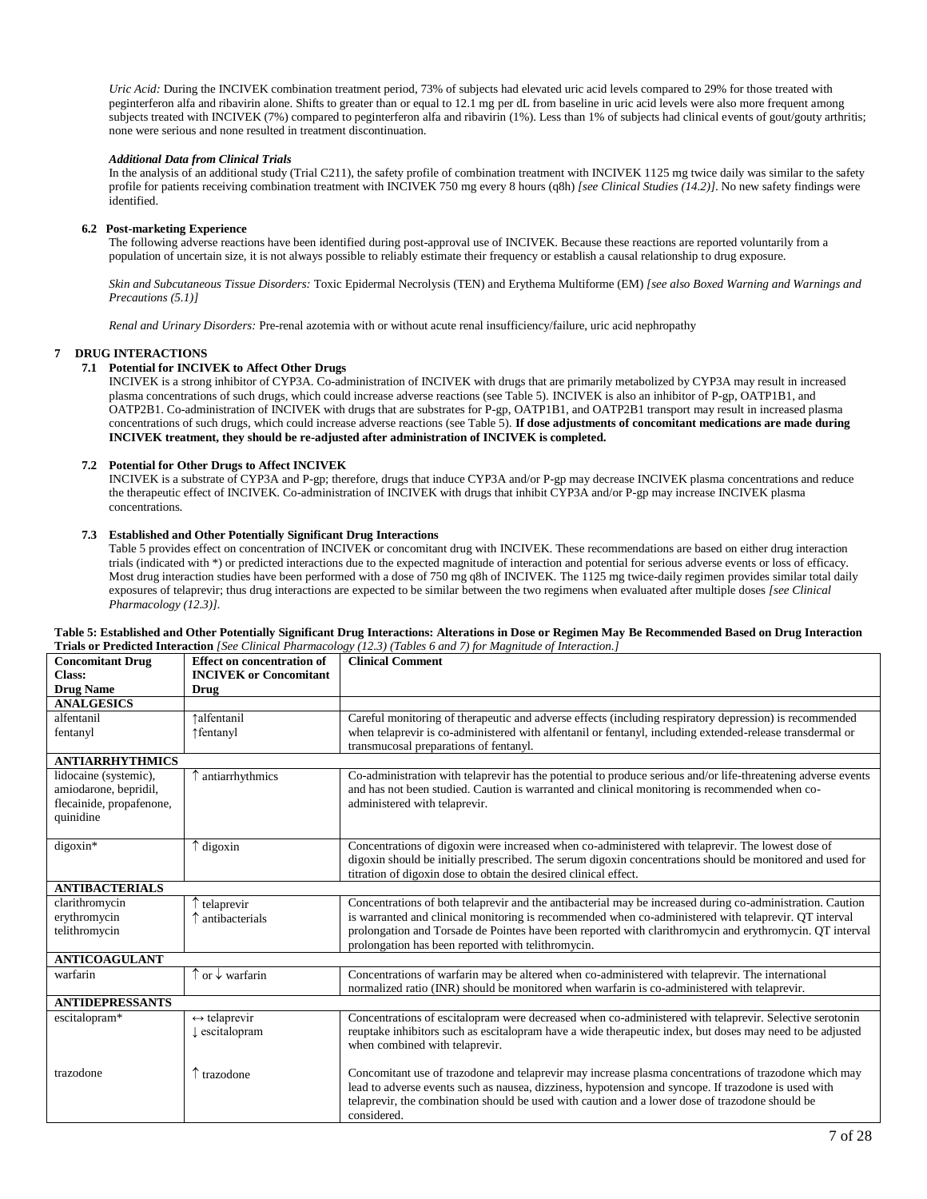*Uric Acid:* During the INCIVEK combination treatment period, 73% of subjects had elevated uric acid levels compared to 29% for those treated with peginterferon alfa and ribavirin alone. Shifts to greater than or equal to 12.1 mg per dL from baseline in uric acid levels were also more frequent among subjects treated with INCIVEK (7%) compared to peginterferon alfa and ribavirin (1%). Less than 1% of subjects had clinical events of gout/gouty arthritis; none were serious and none resulted in treatment discontinuation.

***Additional Data from Clinical Trials***

In the analysis of an additional study (Trial C211), the safety profile of combination treatment with INCIVEK 1125 mg twice daily was similar to the safety profile for patients receiving combination treatment with INCIVEK 750 mg every 8 hours (q8h) *[see Clinical Studies (14.2)]*. No new safety findings were identified.

### 6.2 Post-marketing Experience

The following adverse reactions have been identified during post-approval use of INCIVEK. Because these reactions are reported voluntarily from a population of uncertain size, it is not always possible to reliably estimate their frequency or establish a causal relationship to drug exposure.

*Skin and Subcutaneous Tissue Disorders:* Toxic Epidermal Necrolysis (TEN) and Erythema Multiforme (EM) *[see also Boxed Warning and Warnings and Precautions (5.1)]*

*Renal and Urinary Disorders:* Pre-renal azotemia with or without acute renal insufficiency/failure, uric acid nephropathy

## 7 DRUG INTERACTIONS

### 7.1 Potential for INCIVEK to Affect Other Drugs

INCIVEK is a strong inhibitor of CYP3A. Co-administration of INCIVEK with drugs that are primarily metabolized by CYP3A may result in increased plasma concentrations of such drugs, which could increase adverse reactions (see Table 5). INCIVEK is also an inhibitor of P-gp, OATP1B1, and OATP2B1. Co-administration of INCIVEK with drugs that are substrates for P-gp, OATP1B1, and OATP2B1 transport may result in increased plasma concentrations of such drugs, which could increase adverse reactions (see Table 5). **If dose adjustments of concomitant medications are made during INCIVEK treatment, they should be re-adjusted after administration of INCIVEK is completed.**

### 7.2 Potential for Other Drugs to Affect INCIVEK

INCIVEK is a substrate of CYP3A and P-gp; therefore, drugs that induce CYP3A and/or P-gp may decrease INCIVEK plasma concentrations and reduce the therapeutic effect of INCIVEK. Co-administration of INCIVEK with drugs that inhibit CYP3A and/or P-gp may increase INCIVEK plasma concentrations.

### 7.3 Established and Other Potentially Significant Drug Interactions

Table 5 provides effect on concentration of INCIVEK or concomitant drug with INCIVEK. These recommendations are based on either drug interaction trials (indicated with *) or predicted interactions due to the expected magnitude of interaction and potential for serious adverse events or loss of efficacy. Most drug interaction studies have been performed with a dose of 750 mg q8h of INCIVEK. The 1125 mg twice-daily regimen provides similar total daily exposures of telaprevir; thus drug interactions are expected to be similar between the two regimens when evaluated after multiple doses *[see Clinical Pharmacology (12.3)]*.

**Table 5: Established and Other Potentially Significant Drug Interactions: Alterations in Dose or Regimen May Be Recommended Based on Drug Interaction Trials or Predicted Interaction** *[See Clinical Pharmacology (12.3) (Tables 6 and 7) for Magnitude of Interaction.]*

| Concomitant Drug Class: Drug Name | Effect on concentration of INCIVEK or Concomitant Drug | Clinical Comment |
|---|---|---|
| **ANALGESICS** | | |
| alfentanil<br>fentanyl | ↑alfentanil<br>↑fentanyl | Careful monitoring of therapeutic and adverse effects (including respiratory depression) is recommended when telaprevir is co-administered with alfentanil or fentanyl, including extended-release transdermal or transmucosal preparations of fentanyl. |
| **ANTIARRHYTHMICS** | | |
| lidocaine (systemic), amiodarone, bepridil, flecainide, propafenone, quinidine | ↑ antiarrhythmics | Co-administration with telaprevir has the potential to produce serious and/or life-threatening adverse events and has not been studied. Caution is warranted and clinical monitoring is recommended when co-administered with telaprevir. |
| digoxin* | ↑ digoxin | Concentrations of digoxin were increased when co-administered with telaprevir. The lowest dose of digoxin should be initially prescribed. The serum digoxin concentrations should be monitored and used for titration of digoxin dose to obtain the desired clinical effect. |
| **ANTIBACTERIALS** | | |
| clarithromycin<br>erythromycin<br>telithromycin | ↑ telaprevir<br>↑ antibacterials | Concentrations of both telaprevir and the antibacterial may be increased during co-administration. Caution is warranted and clinical monitoring is recommended when co-administered with telaprevir. QT interval prolongation and Torsade de Pointes have been reported with clarithromycin and erythromycin. QT interval prolongation has been reported with telithromycin. |
| **ANTICOAGULANT** | | |
| warfarin | ↑ or ↓ warfarin | Concentrations of warfarin may be altered when co-administered with telaprevir. The international normalized ratio (INR) should be monitored when warfarin is co-administered with telaprevir. |
| **ANTIDEPRESSANTS** | | |
| escitalopram* | ↔ telaprevir<br>↓ escitalopram | Concentrations of escitalopram were decreased when co-administered with telaprevir. Selective serotonin reuptake inhibitors such as escitalopram have a wide therapeutic index, but doses may need to be adjusted when combined with telaprevir. |
| trazodone | ↑ trazodone | Concomitant use of trazodone and telaprevir may increase plasma concentrations of trazodone which may lead to adverse events such as nausea, dizziness, hypotension and syncope. If trazodone is used with telaprevir, the combination should be used with caution and a lower dose of trazodone should be considered. |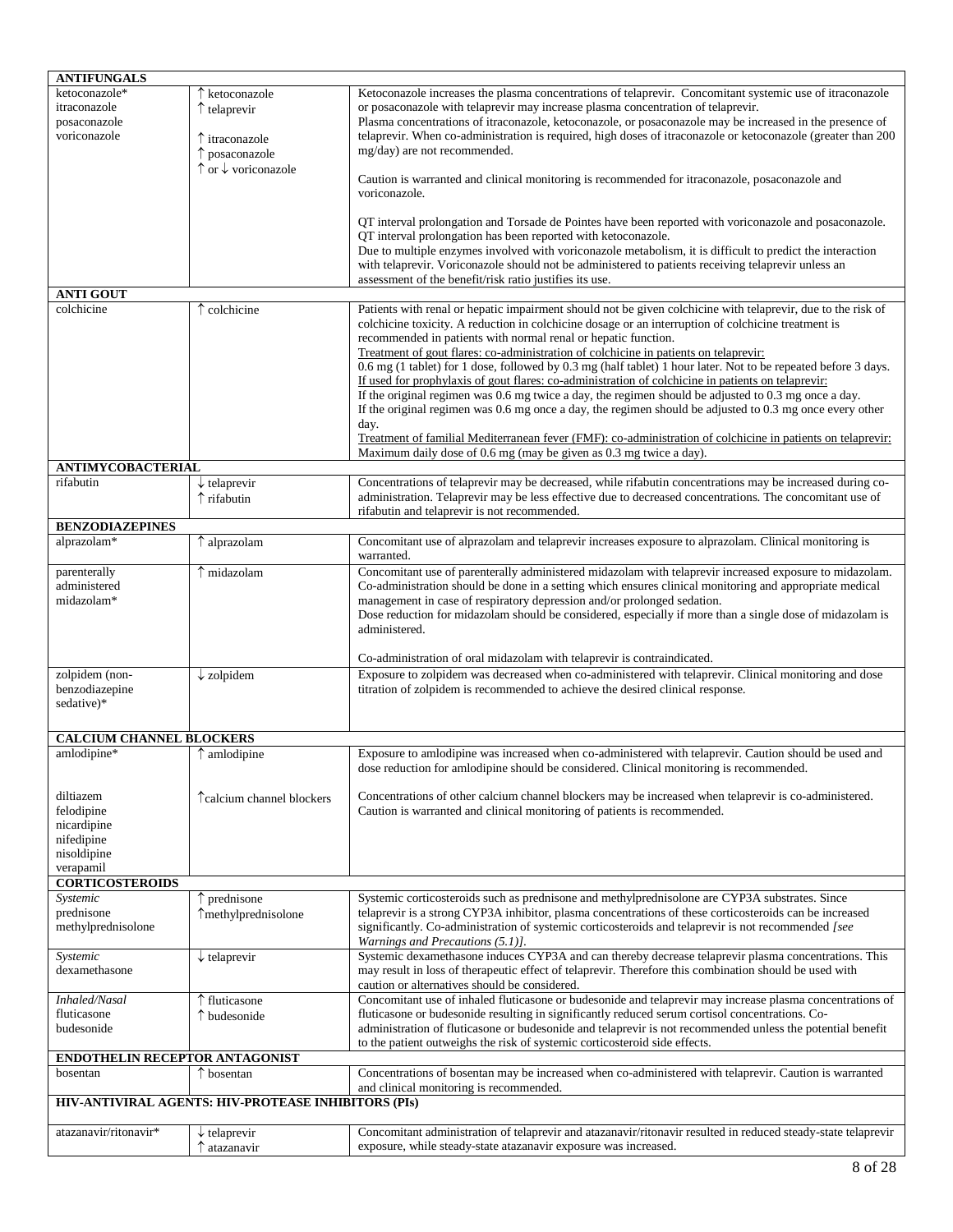| | | |
|---|---|---|
| **ANTIFUNGALS** | | |
| ketoconazole*<br>itraconazole<br>posaconazole<br>voriconazole | ↑ ketoconazole<br>↑ telaprevir<br><br>↑ itraconazole<br>↑ posaconazole<br>↑ or ↓ voriconazole | Ketoconazole increases the plasma concentrations of telaprevir. Concomitant systemic use of itraconazole or posaconazole with telaprevir may increase plasma concentration of telaprevir.<br>Plasma concentrations of itraconazole, ketoconazole, or posaconazole may be increased in the presence of telaprevir. When co-administration is required, high doses of itraconazole or ketoconazole (greater than 200 mg/day) are not recommended.<br><br>Caution is warranted and clinical monitoring is recommended for itraconazole, posaconazole and voriconazole.<br><br>QT interval prolongation and Torsade de Pointes have been reported with voriconazole and posaconazole. QT interval prolongation has been reported with ketoconazole.<br>Due to multiple enzymes involved with voriconazole metabolism, it is difficult to predict the interaction with telaprevir. Voriconazole should not be administered to patients receiving telaprevir unless an assessment of the benefit/risk ratio justifies its use. |
| **ANTI GOUT** | | |
| colchicine | ↑ colchicine | Patients with renal or hepatic impairment should not be given colchicine with telaprevir, due to the risk of colchicine toxicity. A reduction in colchicine dosage or an interruption of colchicine treatment is recommended in patients with normal renal or hepatic function.<br><u>Treatment of gout flares: co-administration of colchicine in patients on telaprevir:</u><br>0.6 mg (1 tablet) for 1 dose, followed by 0.3 mg (half tablet) 1 hour later. Not to be repeated before 3 days.<br><u>If used for prophylaxis of gout flares: co-administration of colchicine in patients on telaprevir:</u><br>If the original regimen was 0.6 mg twice a day, the regimen should be adjusted to 0.3 mg once a day.<br>If the original regimen was 0.6 mg once a day, the regimen should be adjusted to 0.3 mg once every other day.<br><u>Treatment of familial Mediterranean fever (FMF): co-administration of colchicine in patients on telaprevir:</u><br>Maximum daily dose of 0.6 mg (may be given as 0.3 mg twice a day). |
| **ANTIMYCOBACTERIAL** | | |
| rifabutin | ↓ telaprevir<br>↑ rifabutin | Concentrations of telaprevir may be decreased, while rifabutin concentrations may be increased during co-administration. Telaprevir may be less effective due to decreased concentrations. The concomitant use of rifabutin and telaprevir is not recommended. |
| **BENZODIAZEPINES** | | |
| alprazolam* | ↑ alprazolam | Concomitant use of alprazolam and telaprevir increases exposure to alprazolam. Clinical monitoring is warranted. |
| parenterally administered midazolam* | ↑ midazolam | Concomitant use of parenterally administered midazolam with telaprevir increased exposure to midazolam. Co-administration should be done in a setting which ensures clinical monitoring and appropriate medical management in case of respiratory depression and/or prolonged sedation.<br>Dose reduction for midazolam should be considered, especially if more than a single dose of midazolam is administered.<br><br>Co-administration of oral midazolam with telaprevir is contraindicated. |
| zolpidem (non-benzodiazepine sedative)* | ↓ zolpidem | Exposure to zolpidem was decreased when co-administered with telaprevir. Clinical monitoring and dose titration of zolpidem is recommended to achieve the desired clinical response. |
| **CALCIUM CHANNEL BLOCKERS** | | |
| amlodipine* | ↑ amlodipine | Exposure to amlodipine was increased when co-administered with telaprevir. Caution should be used and dose reduction for amlodipine should be considered. Clinical monitoring is recommended. |
| diltiazem<br>felodipine<br>nicardipine<br>nifedipine<br>nisoldipine<br>verapamil | ↑calcium channel blockers | Concentrations of other calcium channel blockers may be increased when telaprevir is co-administered. Caution is warranted and clinical monitoring of patients is recommended. |
| **CORTICOSTEROIDS** | | |
| *Systemic*<br>prednisone<br>methylprednisolone | ↑ prednisone<br>↑methylprednisolone | Systemic corticosteroids such as prednisone and methylprednisolone are CYP3A substrates. Since telaprevir is a strong CYP3A inhibitor, plasma concentrations of these corticosteroids can be increased significantly. Co-administration of systemic corticosteroids and telaprevir is not recommended *[see Warnings and Precautions (5.1)]*. |
| *Systemic*<br>dexamethasone | ↓ telaprevir | Systemic dexamethasone induces CYP3A and can thereby decrease telaprevir plasma concentrations. This may result in loss of therapeutic effect of telaprevir. Therefore this combination should be used with caution or alternatives should be considered. |
| *Inhaled/Nasal*<br>fluticasone<br>budesonide | ↑ fluticasone<br>↑ budesonide | Concomitant use of inhaled fluticasone or budesonide and telaprevir may increase plasma concentrations of fluticasone or budesonide resulting in significantly reduced serum cortisol concentrations. Co-administration of fluticasone or budesonide and telaprevir is not recommended unless the potential benefit to the patient outweighs the risk of systemic corticosteroid side effects. |
| **ENDOTHELIN RECEPTOR ANTAGONIST** | | |
| bosentan | ↑ bosentan | Concentrations of bosentan may be increased when co-administered with telaprevir. Caution is warranted and clinical monitoring is recommended. |
| **HIV-ANTIVIRAL AGENTS: HIV-PROTEASE INHIBITORS (PIs)** | | |
| atazanavir/ritonavir* | ↓ telaprevir<br>↑ atazanavir | Concomitant administration of telaprevir and atazanavir/ritonavir resulted in reduced steady-state telaprevir exposure, while steady-state atazanavir exposure was increased. |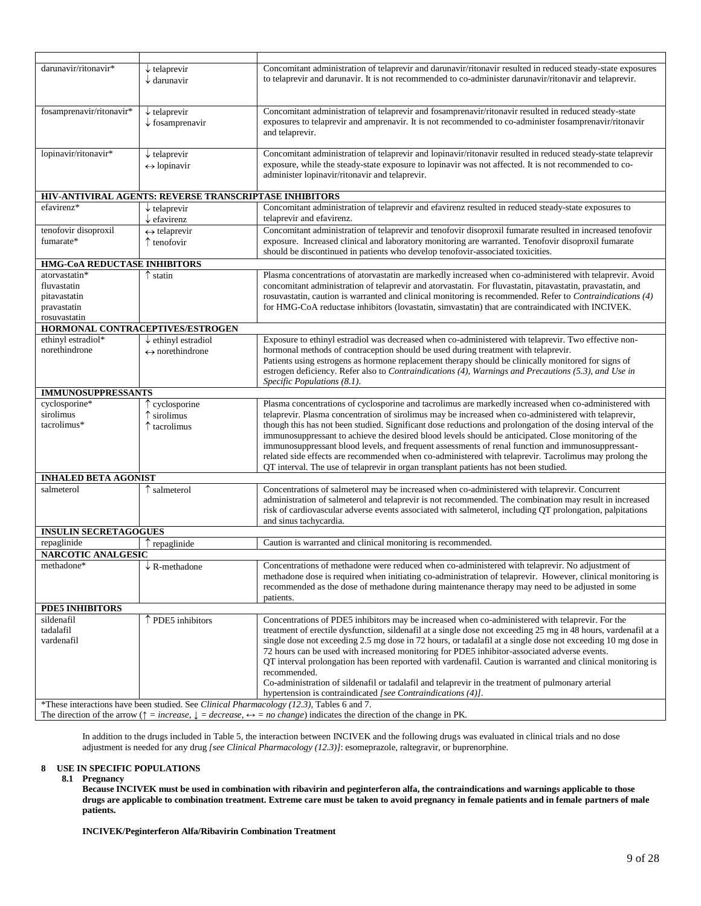| | | |
|---|---|---|
| darunavir/ritonavir* | ↓ telaprevir<br>↓ darunavir | Concomitant administration of telaprevir and darunavir/ritonavir resulted in reduced steady-state exposures to telaprevir and darunavir. It is not recommended to co-administer darunavir/ritonavir and telaprevir. |
| fosamprenavir/ritonavir* | ↓ telaprevir<br>↓ fosamprenavir | Concomitant administration of telaprevir and fosamprenavir/ritonavir resulted in reduced steady-state exposures to telaprevir and amprenavir. It is not recommended to co-administer fosamprenavir/ritonavir and telaprevir. |
| lopinavir/ritonavir* | ↓ telaprevir<br>↔ lopinavir | Concomitant administration of telaprevir and lopinavir/ritonavir resulted in reduced steady-state telaprevir exposure, while the steady-state exposure to lopinavir was not affected. It is not recommended to co-administer lopinavir/ritonavir and telaprevir. |
| **HIV-ANTIVIRAL AGENTS: REVERSE TRANSCRIPTASE INHIBITORS** | | |
| efavirenz* | ↓ telaprevir<br>↓ efavirenz | Concomitant administration of telaprevir and efavirenz resulted in reduced steady-state exposures to telaprevir and efavirenz. |
| tenofovir disoproxil fumarate* | ↔ telaprevir<br>↑ tenofovir | Concomitant administration of telaprevir and tenofovir disoproxil fumarate resulted in increased tenofovir exposure. Increased clinical and laboratory monitoring are warranted. Tenofovir disoproxil fumarate should be discontinued in patients who develop tenofovir-associated toxicities. |
| **HMG-CoA REDUCTASE INHIBITORS** | | |
| atorvastatin*<br>fluvastatin<br>pitavastatin<br>pravastatin<br>rosuvastatin | ↑ statin | Plasma concentrations of atorvastatin are markedly increased when co-administered with telaprevir. Avoid concomitant administration of telaprevir and atorvastatin. For fluvastatin, pitavastatin, pravastatin, and rosuvastatin, caution is warranted and clinical monitoring is recommended. Refer to *Contraindications (4)* for HMG-CoA reductase inhibitors (lovastatin, simvastatin) that are contraindicated with INCIVEK. |
| **HORMONAL CONTRACEPTIVES/ESTROGEN** | | |
| ethinyl estradiol*<br>norethindrone | ↓ ethinyl estradiol<br>↔ norethindrone | Exposure to ethinyl estradiol was decreased when co-administered with telaprevir. Two effective non-hormonal methods of contraception should be used during treatment with telaprevir.<br>Patients using estrogens as hormone replacement therapy should be clinically monitored for signs of estrogen deficiency. Refer also to *Contraindications (4), Warnings and Precautions (5.3), and Use in Specific Populations (8.1).* |
| **IMMUNOSUPPRESSANTS** | | |
| cyclosporine*<br>sirolimus<br>tacrolimus* | ↑ cyclosporine<br>↑ sirolimus<br>↑ tacrolimus | Plasma concentrations of cyclosporine and tacrolimus are markedly increased when co-administered with telaprevir. Plasma concentration of sirolimus may be increased when co-administered with telaprevir, though this has not been studied. Significant dose reductions and prolongation of the dosing interval of the immunosuppressant to achieve the desired blood levels should be anticipated. Close monitoring of the immunosuppressant blood levels, and frequent assessments of renal function and immunosuppressant-related side effects are recommended when co-administered with telaprevir. Tacrolimus may prolong the QT interval. The use of telaprevir in organ transplant patients has not been studied. |
| **INHALED BETA AGONIST** | | |
| salmeterol | ↑ salmeterol | Concentrations of salmeterol may be increased when co-administered with telaprevir. Concurrent administration of salmeterol and telaprevir is not recommended. The combination may result in increased risk of cardiovascular adverse events associated with salmeterol, including QT prolongation, palpitations and sinus tachycardia. |
| **INSULIN SECRETAGOGUES** | | |
| repaglinide | ↑ repaglinide | Caution is warranted and clinical monitoring is recommended. |
| **NARCOTIC ANALGESIC** | | |
| methadone* | ↓ R-methadone | Concentrations of methadone were reduced when co-administered with telaprevir. No adjustment of methadone dose is required when initiating co-administration of telaprevir. However, clinical monitoring is recommended as the dose of methadone during maintenance therapy may need to be adjusted in some patients. |
| **PDE5 INHIBITORS** | | |
| sildenafil<br>tadalafil<br>vardenafil | ↑ PDE5 inhibitors | Concentrations of PDE5 inhibitors may be increased when co-administered with telaprevir. For the treatment of erectile dysfunction, sildenafil at a single dose not exceeding 25 mg in 48 hours, vardenafil at a single dose not exceeding 2.5 mg dose in 72 hours, or tadalafil at a single dose not exceeding 10 mg dose in 72 hours can be used with increased monitoring for PDE5 inhibitor-associated adverse events.<br>QT interval prolongation has been reported with vardenafil. Caution is warranted and clinical monitoring is recommended.<br>Co-administration of sildenafil or tadalafil and telaprevir in the treatment of pulmonary arterial hypertension is contraindicated *[see Contraindications (4)]*. |
| *These interactions have been studied. See *Clinical Pharmacology (12.3)*, Tables 6 and 7.<br>The direction of the arrow (↑ = *increase,* ↓ = *decrease,* ↔ = *no change*) indicates the direction of the change in PK. | | |

In addition to the drugs included in Table 5, the interaction between INCIVEK and the following drugs was evaluated in clinical trials and no dose adjustment is needed for any drug *[see Clinical Pharmacology (12.3)]*: esomeprazole, raltegravir, or buprenorphine.

# 8 USE IN SPECIFIC POPULATIONS

## 8.1 Pregnancy

**Because INCIVEK must be used in combination with ribavirin and peginterferon alfa, the contraindications and warnings applicable to those drugs are applicable to combination treatment. Extreme care must be taken to avoid pregnancy in female patients and in female partners of male patients.**

**INCIVEK/Peginterferon Alfa/Ribavirin Combination Treatment**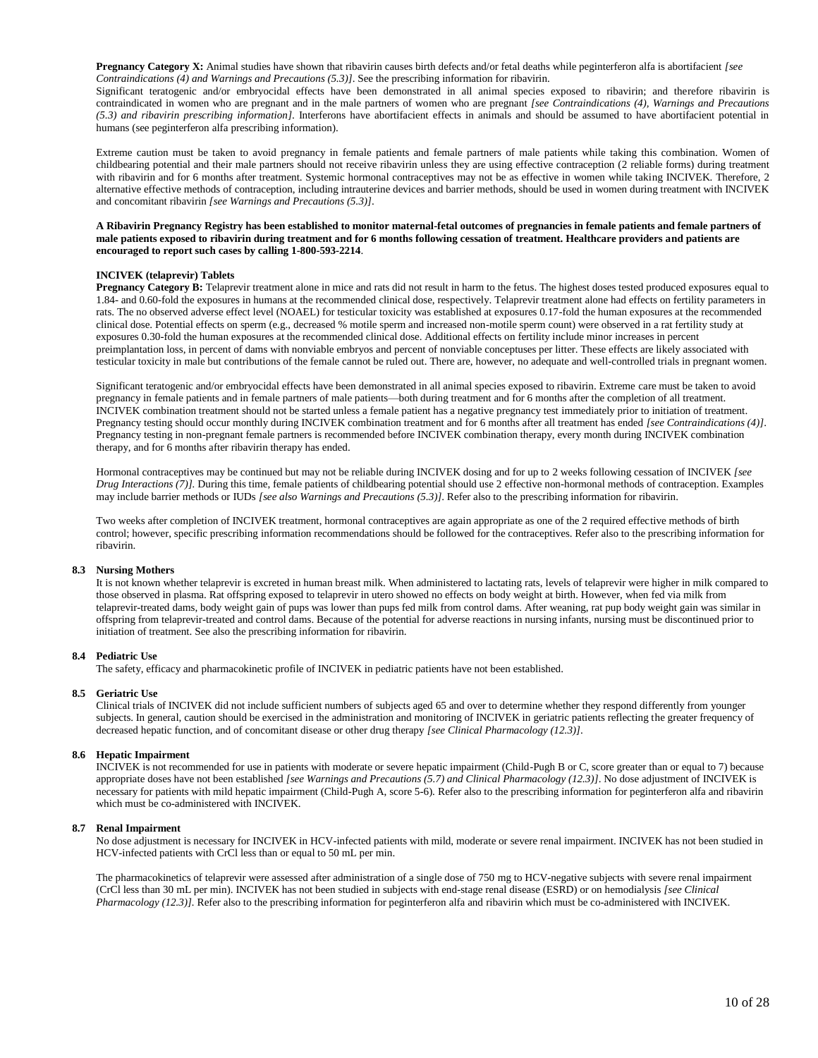**Pregnancy Category X:** Animal studies have shown that ribavirin causes birth defects and/or fetal deaths while peginterferon alfa is abortifacient *[see Contraindications (4) and Warnings and Precautions (5.3)]*. See the prescribing information for ribavirin.

Significant teratogenic and/or embryocidal effects have been demonstrated in all animal species exposed to ribavirin; and therefore ribavirin is contraindicated in women who are pregnant and in the male partners of women who are pregnant *[see Contraindications (4), Warnings and Precautions (5.3) and ribavirin prescribing information]*. Interferons have abortifacient effects in animals and should be assumed to have abortifacient potential in humans (see peginterferon alfa prescribing information).

Extreme caution must be taken to avoid pregnancy in female patients and female partners of male patients while taking this combination. Women of childbearing potential and their male partners should not receive ribavirin unless they are using effective contraception (2 reliable forms) during treatment with ribavirin and for 6 months after treatment. Systemic hormonal contraceptives may not be as effective in women while taking INCIVEK. Therefore, 2 alternative effective methods of contraception, including intrauterine devices and barrier methods, should be used in women during treatment with INCIVEK and concomitant ribavirin *[see Warnings and Precautions (5.3)]*.

**A Ribavirin Pregnancy Registry has been established to monitor maternal-fetal outcomes of pregnancies in female patients and female partners of male patients exposed to ribavirin during treatment and for 6 months following cessation of treatment. Healthcare providers and patients are encouraged to report such cases by calling 1-800-593-2214**.

**INCIVEK (telaprevir) Tablets**

**Pregnancy Category B:** Telaprevir treatment alone in mice and rats did not result in harm to the fetus. The highest doses tested produced exposures equal to 1.84- and 0.60-fold the exposures in humans at the recommended clinical dose, respectively. Telaprevir treatment alone had effects on fertility parameters in rats. The no observed adverse effect level (NOAEL) for testicular toxicity was established at exposures 0.17-fold the human exposures at the recommended clinical dose. Potential effects on sperm (e.g., decreased % motile sperm and increased non-motile sperm count) were observed in a rat fertility study at exposures 0.30-fold the human exposures at the recommended clinical dose. Additional effects on fertility include minor increases in percent preimplantation loss, in percent of dams with nonviable embryos and percent of nonviable conceptuses per litter. These effects are likely associated with testicular toxicity in male but contributions of the female cannot be ruled out. There are, however, no adequate and well-controlled trials in pregnant women.

Significant teratogenic and/or embryocidal effects have been demonstrated in all animal species exposed to ribavirin. Extreme care must be taken to avoid pregnancy in female patients and in female partners of male patients—both during treatment and for 6 months after the completion of all treatment. INCIVEK combination treatment should not be started unless a female patient has a negative pregnancy test immediately prior to initiation of treatment. Pregnancy testing should occur monthly during INCIVEK combination treatment and for 6 months after all treatment has ended *[see Contraindications (4)]*. Pregnancy testing in non-pregnant female partners is recommended before INCIVEK combination therapy, every month during INCIVEK combination therapy, and for 6 months after ribavirin therapy has ended.

Hormonal contraceptives may be continued but may not be reliable during INCIVEK dosing and for up to 2 weeks following cessation of INCIVEK *[see Drug Interactions (7)]*. During this time, female patients of childbearing potential should use 2 effective non-hormonal methods of contraception. Examples may include barrier methods or IUDs *[see also Warnings and Precautions (5.3)]*. Refer also to the prescribing information for ribavirin.

Two weeks after completion of INCIVEK treatment, hormonal contraceptives are again appropriate as one of the 2 required effective methods of birth control; however, specific prescribing information recommendations should be followed for the contraceptives. Refer also to the prescribing information for ribavirin.

### 8.3 Nursing Mothers

It is not known whether telaprevir is excreted in human breast milk. When administered to lactating rats, levels of telaprevir were higher in milk compared to those observed in plasma. Rat offspring exposed to telaprevir in utero showed no effects on body weight at birth. However, when fed via milk from telaprevir-treated dams, body weight gain of pups was lower than pups fed milk from control dams. After weaning, rat pup body weight gain was similar in offspring from telaprevir-treated and control dams. Because of the potential for adverse reactions in nursing infants, nursing must be discontinued prior to initiation of treatment. See also the prescribing information for ribavirin.

### 8.4 Pediatric Use

The safety, efficacy and pharmacokinetic profile of INCIVEK in pediatric patients have not been established.

### 8.5 Geriatric Use

Clinical trials of INCIVEK did not include sufficient numbers of subjects aged 65 and over to determine whether they respond differently from younger subjects. In general, caution should be exercised in the administration and monitoring of INCIVEK in geriatric patients reflecting the greater frequency of decreased hepatic function, and of concomitant disease or other drug therapy *[see Clinical Pharmacology (12.3)]*.

### 8.6 Hepatic Impairment

INCIVEK is not recommended for use in patients with moderate or severe hepatic impairment (Child-Pugh B or C, score greater than or equal to 7) because appropriate doses have not been established *[see Warnings and Precautions (5.7) and Clinical Pharmacology (12.3)]*. No dose adjustment of INCIVEK is necessary for patients with mild hepatic impairment (Child-Pugh A, score 5-6). Refer also to the prescribing information for peginterferon alfa and ribavirin which must be co-administered with INCIVEK.

### 8.7 Renal Impairment

No dose adjustment is necessary for INCIVEK in HCV-infected patients with mild, moderate or severe renal impairment. INCIVEK has not been studied in HCV-infected patients with CrCl less than or equal to 50 mL per min.

The pharmacokinetics of telaprevir were assessed after administration of a single dose of 750 mg to HCV-negative subjects with severe renal impairment (CrCl less than 30 mL per min). INCIVEK has not been studied in subjects with end-stage renal disease (ESRD) or on hemodialysis *[see Clinical Pharmacology (12.3)]*. Refer also to the prescribing information for peginterferon alfa and ribavirin which must be co-administered with INCIVEK.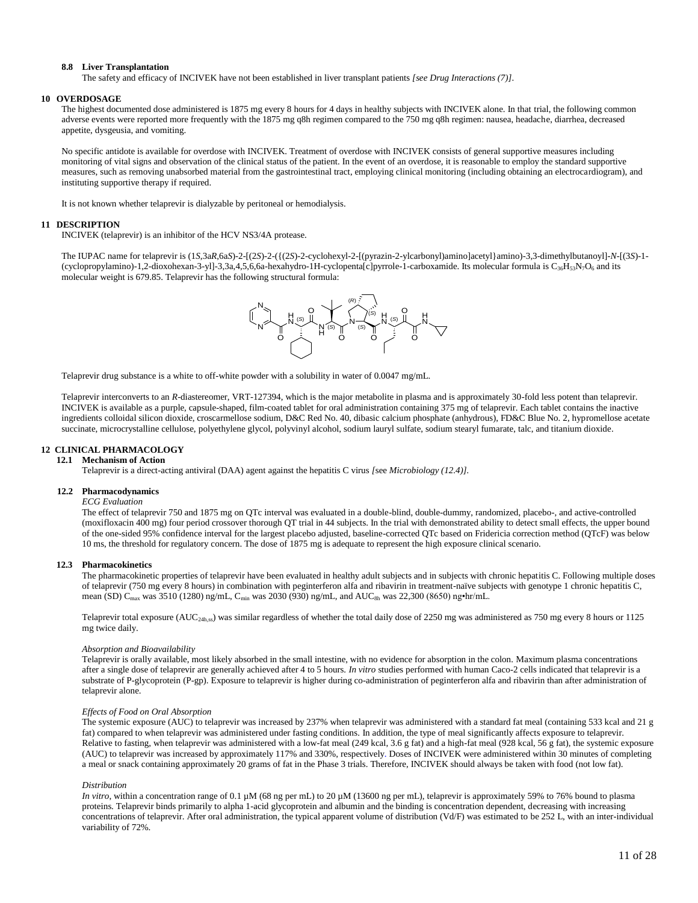### 8.8 Liver Transplantation

The safety and efficacy of INCIVEK have not been established in liver transplant patients *[see Drug Interactions (7)]*.

## 10 OVERDOSAGE

The highest documented dose administered is 1875 mg every 8 hours for 4 days in healthy subjects with INCIVEK alone. In that trial, the following common adverse events were reported more frequently with the 1875 mg q8h regimen compared to the 750 mg q8h regimen: nausea, headache, diarrhea, decreased appetite, dysgeusia, and vomiting.

No specific antidote is available for overdose with INCIVEK. Treatment of overdose with INCIVEK consists of general supportive measures including monitoring of vital signs and observation of the clinical status of the patient. In the event of an overdose, it is reasonable to employ the standard supportive measures, such as removing unabsorbed material from the gastrointestinal tract, employing clinical monitoring (including obtaining an electrocardiogram), and instituting supportive therapy if required.

It is not known whether telaprevir is dialyzable by peritoneal or hemodialysis.

## 11 DESCRIPTION

INCIVEK (telaprevir) is an inhibitor of the HCV NS3/4A protease.

The IUPAC name for telaprevir is (1*S*,3a*R*,6a*S*)-2-[(2*S*)-2-({(2*S*)-2-cyclohexyl-2-[(pyrazin-2-ylcarbonyl)amino]acetyl}amino)-3,3-dimethylbutanoyl]-*N*-[(3*S*)-1-(cyclopropylamino)-1,2-dioxohexan-3-yl]-3,3a,4,5,6,6a-hexahydro-1H-cyclopenta[c]pyrrole-1-carboxamide. Its molecular formula is $C_{36}H_{53}N_7O_6$ and its molecular weight is 679.85. Telaprevir has the following structural formula:

Telaprevir drug substance is a white to off-white powder with a solubility in water of 0.0047 mg/mL.

Telaprevir interconverts to an *R*-diastereomer, VRT-127394, which is the major metabolite in plasma and is approximately 30-fold less potent than telaprevir. INCIVEK is available as a purple, capsule-shaped, film-coated tablet for oral administration containing 375 mg of telaprevir. Each tablet contains the inactive ingredients colloidal silicon dioxide, croscarmellose sodium, D&C Red No. 40, dibasic calcium phosphate (anhydrous), FD&C Blue No. 2, hypromellose acetate succinate, microcrystalline cellulose, polyethylene glycol, polyvinyl alcohol, sodium lauryl sulfate, sodium stearyl fumarate, talc, and titanium dioxide.

## 12 CLINICAL PHARMACOLOGY

### 12.1 Mechanism of Action

Telaprevir is a direct-acting antiviral (DAA) agent against the hepatitis C virus *[*see *Microbiology (12.4)]*.

### 12.2 Pharmacodynamics

*ECG Evaluation*

The effect of telaprevir 750 and 1875 mg on QTc interval was evaluated in a double-blind, double-dummy, randomized, placebo-, and active-controlled (moxifloxacin 400 mg) four period crossover thorough QT trial in 44 subjects. In the trial with demonstrated ability to detect small effects, the upper bound of the one-sided 95% confidence interval for the largest placebo adjusted, baseline-corrected QTc based on Fridericia correction method (QTcF) was below 10 ms, the threshold for regulatory concern. The dose of 1875 mg is adequate to represent the high exposure clinical scenario.

### 12.3 Pharmacokinetics

The pharmacokinetic properties of telaprevir have been evaluated in healthy adult subjects and in subjects with chronic hepatitis C. Following multiple doses of telaprevir (750 mg every 8 hours) in combination with peginterferon alfa and ribavirin in treatment-naïve subjects with genotype 1 chronic hepatitis C, mean (SD) $C_{max}$ was 3510 (1280) ng/mL, $C_{min}$ was 2030 (930) ng/mL, and $AUC_{8h}$ was 22,300 (8650) ng•hr/mL.

Telaprevir total exposure ($AUC_{24h,ss}$) was similar regardless of whether the total daily dose of 2250 mg was administered as 750 mg every 8 hours or 1125 mg twice daily.

*Absorption and Bioavailability*

Telaprevir is orally available, most likely absorbed in the small intestine, with no evidence for absorption in the colon. Maximum plasma concentrations after a single dose of telaprevir are generally achieved after 4 to 5 hours. *In vitro* studies performed with human Caco-2 cells indicated that telaprevir is a substrate of P-glycoprotein (P-gp). Exposure to telaprevir is higher during co-administration of peginterferon alfa and ribavirin than after administration of telaprevir alone.

*Effects of Food on Oral Absorption*

The systemic exposure (AUC) to telaprevir was increased by 237% when telaprevir was administered with a standard fat meal (containing 533 kcal and 21 g fat) compared to when telaprevir was administered under fasting conditions. In addition, the type of meal significantly affects exposure to telaprevir. Relative to fasting, when telaprevir was administered with a low-fat meal (249 kcal, 3.6 g fat) and a high-fat meal (928 kcal, 56 g fat), the systemic exposure (AUC) to telaprevir was increased by approximately 117% and 330%, respectively. Doses of INCIVEK were administered within 30 minutes of completing a meal or snack containing approximately 20 grams of fat in the Phase 3 trials. Therefore, INCIVEK should always be taken with food (not low fat).

*Distribution*

*In vitro*, within a concentration range of 0.1 µM (68 ng per mL) to 20 µM (13600 ng per mL), telaprevir is approximately 59% to 76% bound to plasma proteins. Telaprevir binds primarily to alpha 1-acid glycoprotein and albumin and the binding is concentration dependent, decreasing with increasing concentrations of telaprevir. After oral administration, the typical apparent volume of distribution (Vd/F) was estimated to be 252 L, with an inter-individual variability of 72%.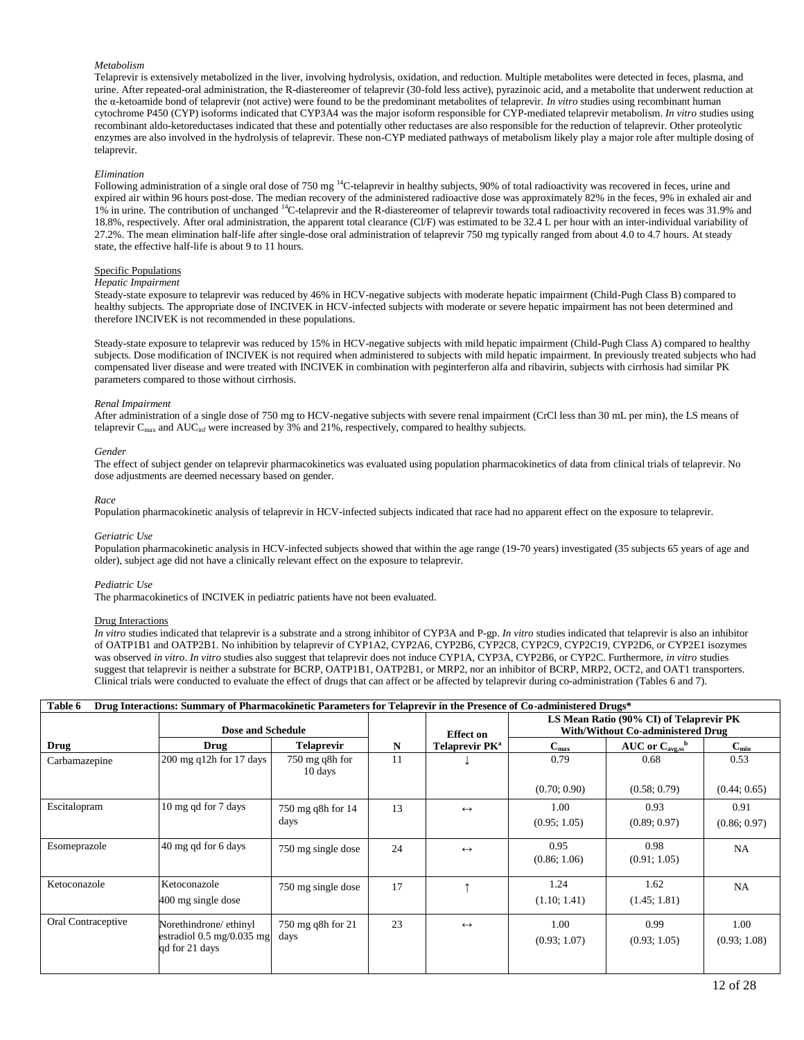*Metabolism*

Telaprevir is extensively metabolized in the liver, involving hydrolysis, oxidation, and reduction. Multiple metabolites were detected in feces, plasma, and urine. After repeated-oral administration, the R-diastereomer of telaprevir (30-fold less active), pyrazinoic acid, and a metabolite that underwent reduction at the α-ketoamide bond of telaprevir (not active) were found to be the predominant metabolites of telaprevir. *In vitro* studies using recombinant human cytochrome P450 (CYP) isoforms indicated that CYP3A4 was the major isoform responsible for CYP-mediated telaprevir metabolism. *In vitro* studies using recombinant aldo-ketoreductases indicated that these and potentially other reductases are also responsible for the reduction of telaprevir. Other proteolytic enzymes are also involved in the hydrolysis of telaprevir. These non-CYP mediated pathways of metabolism likely play a major role after multiple dosing of telaprevir.

*Elimination*

Following administration of a single oral dose of 750 mg $^{14}$C-telaprevir in healthy subjects, 90% of total radioactivity was recovered in feces, urine and expired air within 96 hours post-dose. The median recovery of the administered radioactive dose was approximately 82% in the feces, 9% in exhaled air and 1% in urine. The contribution of unchanged $^{14}$C-telaprevir and the R-diastereomer of telaprevir towards total radioactivity recovered in feces was 31.9% and 18.8%, respectively. After oral administration, the apparent total clearance (Cl/F) was estimated to be 32.4 L per hour with an inter-individual variability of 27.2%. The mean elimination half-life after single-dose oral administration of telaprevir 750 mg typically ranged from about 4.0 to 4.7 hours. At steady state, the effective half-life is about 9 to 11 hours.

Specific Populations

*Hepatic Impairment*

Steady-state exposure to telaprevir was reduced by 46% in HCV-negative subjects with moderate hepatic impairment (Child-Pugh Class B) compared to healthy subjects. The appropriate dose of INCIVEK in HCV-infected subjects with moderate or severe hepatic impairment has not been determined and therefore INCIVEK is not recommended in these populations.

Steady-state exposure to telaprevir was reduced by 15% in HCV-negative subjects with mild hepatic impairment (Child-Pugh Class A) compared to healthy subjects. Dose modification of INCIVEK is not required when administered to subjects with mild hepatic impairment. In previously treated subjects who had compensated liver disease and were treated with INCIVEK in combination with peginterferon alfa and ribavirin, subjects with cirrhosis had similar PK parameters compared to those without cirrhosis.

*Renal Impairment*

After administration of a single dose of 750 mg to HCV-negative subjects with severe renal impairment (CrCl less than 30 mL per min), the LS means of telaprevir $C_{max}$ and $AUC_{inf}$ were increased by 3% and 21%, respectively, compared to healthy subjects.

*Gender*

The effect of subject gender on telaprevir pharmacokinetics was evaluated using population pharmacokinetics of data from clinical trials of telaprevir. No dose adjustments are deemed necessary based on gender.

*Race*

Population pharmacokinetic analysis of telaprevir in HCV-infected subjects indicated that race had no apparent effect on the exposure to telaprevir.

*Geriatric Use*

Population pharmacokinetic analysis in HCV-infected subjects showed that within the age range (19-70 years) investigated (35 subjects 65 years of age and older), subject age did not have a clinically relevant effect on the exposure to telaprevir.

*Pediatric Use*

The pharmacokinetics of INCIVEK in pediatric patients have not been evaluated.

Drug Interactions

*In vitro* studies indicated that telaprevir is a substrate and a strong inhibitor of CYP3A and P-gp. *In vitro* studies indicated that telaprevir is also an inhibitor of OATP1B1 and OATP2B1. No inhibition by telaprevir of CYP1A2, CYP2A6, CYP2B6, CYP2C8, CYP2C9, CYP2C19, CYP2D6, or CYP2E1 isozymes was observed *in vitro*. *In vitro* studies also suggest that telaprevir does not induce CYP1A, CYP3A, CYP2B6, or CYP2C. Furthermore, *in vitro* studies suggest that telaprevir is neither a substrate for BCRP, OATP1B1, OATP2B1, or MRP2, nor an inhibitor of BCRP, MRP2, OCT2, and OAT1 transporters. Clinical trials were conducted to evaluate the effect of drugs that can affect or be affected by telaprevir during co-administration (Tables 6 and 7).

**Table 6 Drug Interactions: Summary of Pharmacokinetic Parameters for Telaprevir in the Presence of Co-administered Drugs***

| | **Dose and Schedule** | | | **Effect on** | **LS Mean Ratio (90% CI) of Telaprevir PK With/Without Co-administered Drug** | | |
|---|---|---|---|---|---|---|---|
| **Drug** | **Drug** | **Telaprevir** | **N** | **Telaprevir PK[a]** | **$C_{max}$** | **AUC or $C_{avg,ss}$[b]** | **$C_{min}$** |
| Carbamazepine | 200 mg q12h for 17 days | 750 mg q8h for 10 days | 11 | ↓ | 0.79 (0.70; 0.90) | 0.68 (0.58; 0.79) | 0.53 (0.44; 0.65) |
| Escitalopram | 10 mg qd for 7 days | 750 mg q8h for 14 days | 13 | ↔ | 1.00 (0.95; 1.05) | 0.93 (0.89; 0.97) | 0.91 (0.86; 0.97) |
| Esomeprazole | 40 mg qd for 6 days | 750 mg single dose | 24 | ↔ | 0.95 (0.86; 1.06) | 0.98 (0.91; 1.05) | NA |
| Ketoconazole | Ketoconazole 400 mg single dose | 750 mg single dose | 17 | ↑ | 1.24 (1.10; 1.41) | 1.62 (1.45; 1.81) | NA |
| Oral Contraceptive | Norethindrone/ ethinyl estradiol 0.5 mg/0.035 mg qd for 21 days | 750 mg q8h for 21 days | 23 | ↔ | 1.00 (0.93; 1.07) | 0.99 (0.93; 1.05) | 1.00 (0.93; 1.08) |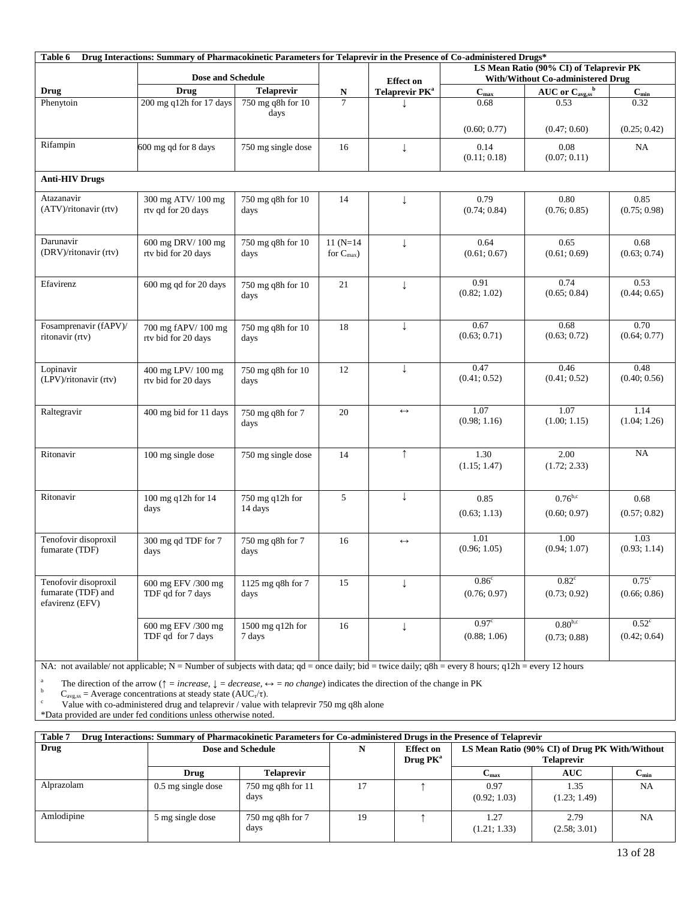**Table 6 Drug Interactions: Summary of Pharmacokinetic Parameters for Telaprevir in the Presence of Co-administered Drugs***

| Drug | Dose and Schedule | | N | Effect on Telaprevir PK[a] | LS Mean Ratio (90% CI) of Telaprevir PK With/Without Co-administered Drug | | |
|---|---|---|---|---|---|---|---|
| | Drug | Telaprevir | | | $C_{max}$ | AUC or $C_{avg,ss}$[b] | $C_{min}$ |
| Phenytoin | 200 mg q12h for 17 days | 750 mg q8h for 10 days | 7 | ↓ | 0.68 (0.60; 0.77) | 0.53 (0.47; 0.60) | 0.32 (0.25; 0.42) |
| Rifampin | 600 mg qd for 8 days | 750 mg single dose | 16 | ↓ | 0.14 (0.11; 0.18) | 0.08 (0.07; 0.11) | NA |
| **Anti-HIV Drugs** | | | | | | | |
| Atazanavir (ATV)/ritonavir (rtv) | 300 mg ATV/ 100 mg rtv qd for 20 days | 750 mg q8h for 10 days | 14 | ↓ | 0.79 (0.74; 0.84) | 0.80 (0.76; 0.85) | 0.85 (0.75; 0.98) |
| Darunavir (DRV)/ritonavir (rtv) | 600 mg DRV/ 100 mg rtv bid for 20 days | 750 mg q8h for 10 days | 11 (N=14 for $C_{max}$) | ↓ | 0.64 (0.61; 0.67) | 0.65 (0.61; 0.69) | 0.68 (0.63; 0.74) |
| Efavirenz | 600 mg qd for 20 days | 750 mg q8h for 10 days | 21 | ↓ | 0.91 (0.82; 1.02) | 0.74 (0.65; 0.84) | 0.53 (0.44; 0.65) |
| Fosamprenavir (fAPV)/ ritonavir (rtv) | 700 mg fAPV/ 100 mg rtv bid for 20 days | 750 mg q8h for 10 days | 18 | ↓ | 0.67 (0.63; 0.71) | 0.68 (0.63; 0.72) | 0.70 (0.64; 0.77) |
| Lopinavir (LPV)/ritonavir (rtv) | 400 mg LPV/ 100 mg rtv bid for 20 days | 750 mg q8h for 10 days | 12 | ↓ | 0.47 (0.41; 0.52) | 0.46 (0.41; 0.52) | 0.48 (0.40; 0.56) |
| Raltegravir | 400 mg bid for 11 days | 750 mg q8h for 7 days | 20 | ↔ | 1.07 (0.98; 1.16) | 1.07 (1.00; 1.15) | 1.14 (1.04; 1.26) |
| Ritonavir | 100 mg single dose | 750 mg single dose | 14 | ↑ | 1.30 (1.15; 1.47) | 2.00 (1.72; 2.33) | NA |
| Ritonavir | 100 mg q12h for 14 days | 750 mg q12h for 14 days | 5 | ↓ | 0.85 (0.63; 1.13) | 0.76[b,c] (0.60; 0.97) | 0.68 (0.57; 0.82) |
| Tenofovir disoproxil fumarate (TDF) | 300 mg qd TDF for 7 days | 750 mg q8h for 7 days | 16 | ↔ | 1.01 (0.96; 1.05) | 1.00 (0.94; 1.07) | 1.03 (0.93; 1.14) |
| Tenofovir disoproxil fumarate (TDF) and efavirenz (EFV) | 600 mg EFV /300 mg TDF qd for 7 days | 1125 mg q8h for 7 days | 15 | ↓ | 0.86[c] (0.76; 0.97) | 0.82[c] (0.73; 0.92) | 0.75[c] (0.66; 0.86) |
| | 600 mg EFV /300 mg TDF qd for 7 days | 1500 mg q12h for 7 days | 16 | ↓ | 0.97[c] (0.88; 1.06) | 0.80[b,c] (0.73; 0.88) | 0.52[c] (0.42; 0.64) |

NA: not available/ not applicable; N = Number of subjects with data; qd = once daily; bid = twice daily; q8h = every 8 hours; q12h = every 12 hours

[a] The direction of the arrow (↑ = *increase*, ↓ = *decrease*, ↔ = *no change*) indicates the direction of the change in PK

[b] $C_{avg,ss}$ = Average concentrations at steady state ($AUC_{\tau}/\tau$).

[c] Value with co-administered drug and telaprevir / value with telaprevir 750 mg q8h alone

*Data provided are under fed conditions unless otherwise noted.

**Table 7 Drug Interactions: Summary of Pharmacokinetic Parameters for Co-administered Drugs in the Presence of Telaprevir**

| Drug | Dose and Schedule | | N | Effect on Drug PK[a] | LS Mean Ratio (90% CI) of Drug PK With/Without Telaprevir | | |
|---|---|---|---|---|---|---|---|
| | Drug | Telaprevir | | | $C_{max}$ | AUC | $C_{min}$ |
| Alprazolam | 0.5 mg single dose | 750 mg q8h for 11 days | 17 | ↑ | 0.97 (0.92; 1.03) | 1.35 (1.23; 1.49) | NA |
| Amlodipine | 5 mg single dose | 750 mg q8h for 7 days | 19 | ↑ | 1.27 (1.21; 1.33) | 2.79 (2.58; 3.01) | NA |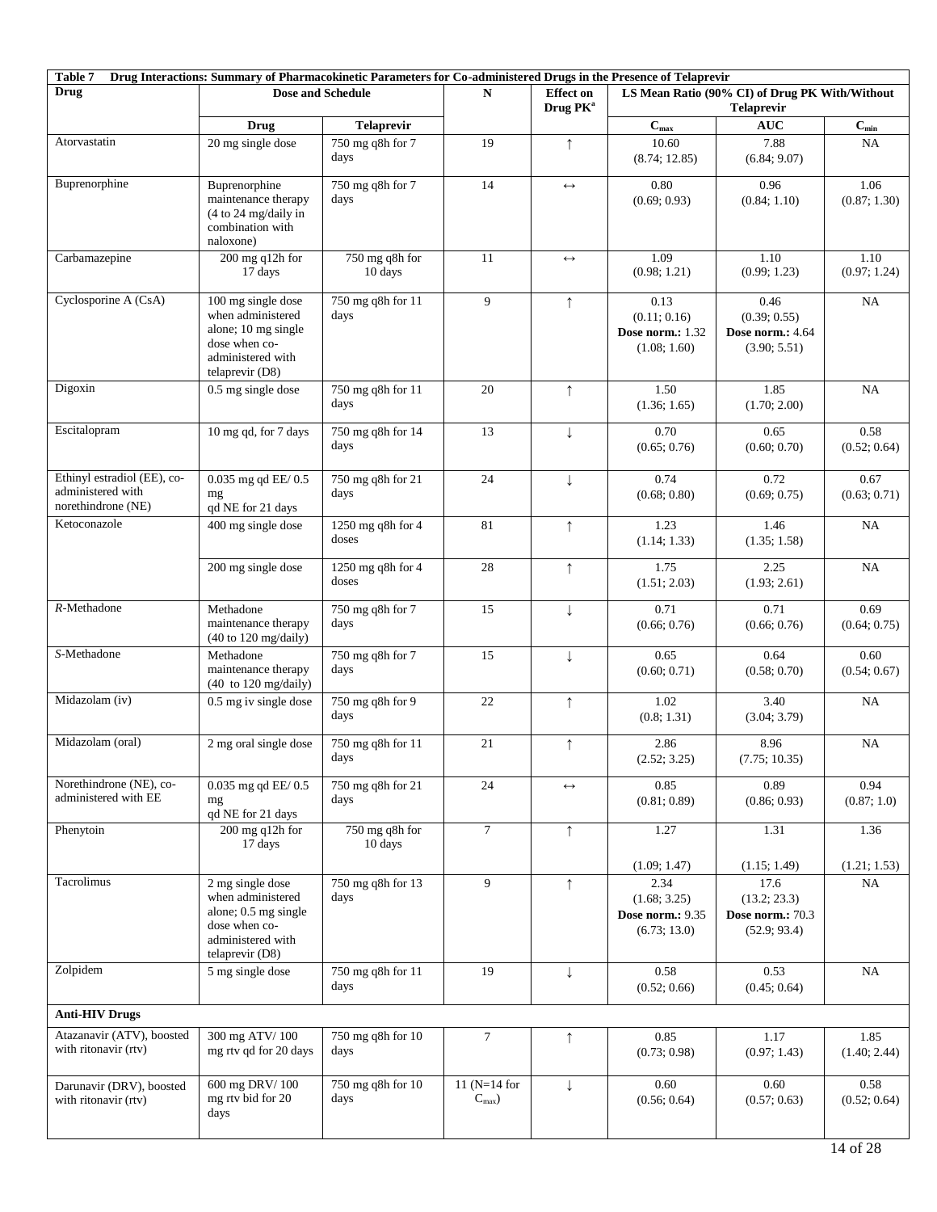**Table 7 Drug Interactions: Summary of Pharmacokinetic Parameters for Co-administered Drugs in the Presence of Telaprevir**

| Drug | Dose and Schedule | | N | Effect on Drug PK[a] | LS Mean Ratio (90% CI) of Drug PK With/Without Telaprevir | | |
|---|---|---|---|---|---|---|---|
| | Drug | Telaprevir | | | $C_{max}$ | AUC | $C_{min}$ |
| Atorvastatin | 20 mg single dose | 750 mg q8h for 7 days | 19 | ↑ | 10.60 (8.74; 12.85) | 7.88 (6.84; 9.07) | NA |
| Buprenorphine | Buprenorphine maintenance therapy (4 to 24 mg/daily in combination with naloxone) | 750 mg q8h for 7 days | 14 | ↔ | 0.80 (0.69; 0.93) | 0.96 (0.84; 1.10) | 1.06 (0.87; 1.30) |
| Carbamazepine | 200 mg q12h for 17 days | 750 mg q8h for 10 days | 11 | ↔ | 1.09 (0.98; 1.21) | 1.10 (0.99; 1.23) | 1.10 (0.97; 1.24) |
| Cyclosporine A (CsA) | 100 mg single dose when administered alone; 10 mg single dose when co-administered with telaprevir (D8) | 750 mg q8h for 11 days | 9 | ↑ | 0.13 (0.11; 0.16) **Dose norm.:** 1.32 (1.08; 1.60) | 0.46 (0.39; 0.55) **Dose norm.:** 4.64 (3.90; 5.51) | NA |
| Digoxin | 0.5 mg single dose | 750 mg q8h for 11 days | 20 | ↑ | 1.50 (1.36; 1.65) | 1.85 (1.70; 2.00) | NA |
| Escitalopram | 10 mg qd, for 7 days | 750 mg q8h for 14 days | 13 | ↓ | 0.70 (0.65; 0.76) | 0.65 (0.60; 0.70) | 0.58 (0.52; 0.64) |
| Ethinyl estradiol (EE), co-administered with norethindrone (NE) | 0.035 mg qd EE/ 0.5 mg qd NE for 21 days | 750 mg q8h for 21 days | 24 | ↓ | 0.74 (0.68; 0.80) | 0.72 (0.69; 0.75) | 0.67 (0.63; 0.71) |
| Ketoconazole | 400 mg single dose | 1250 mg q8h for 4 doses | 81 | ↑ | 1.23 (1.14; 1.33) | 1.46 (1.35; 1.58) | NA |
| | 200 mg single dose | 1250 mg q8h for 4 doses | 28 | ↑ | 1.75 (1.51; 2.03) | 2.25 (1.93; 2.61) | NA |
| *R*-Methadone | Methadone maintenance therapy (40 to 120 mg/daily) | 750 mg q8h for 7 days | 15 | ↓ | 0.71 (0.66; 0.76) | 0.71 (0.66; 0.76) | 0.69 (0.64; 0.75) |
| *S*-Methadone | Methadone maintenance therapy (40 to 120 mg/daily) | 750 mg q8h for 7 days | 15 | ↓ | 0.65 (0.60; 0.71) | 0.64 (0.58; 0.70) | 0.60 (0.54; 0.67) |
| Midazolam (iv) | 0.5 mg iv single dose | 750 mg q8h for 9 days | 22 | ↑ | 1.02 (0.8; 1.31) | 3.40 (3.04; 3.79) | NA |
| Midazolam (oral) | 2 mg oral single dose | 750 mg q8h for 11 days | 21 | ↑ | 2.86 (2.52; 3.25) | 8.96 (7.75; 10.35) | NA |
| Norethindrone (NE), co-administered with EE | 0.035 mg qd EE/ 0.5 mg qd NE for 21 days | 750 mg q8h for 21 days | 24 | ↔ | 0.85 (0.81; 0.89) | 0.89 (0.86; 0.93) | 0.94 (0.87; 1.0) |
| Phenytoin | 200 mg q12h for 17 days | 750 mg q8h for 10 days | 7 | ↑ | 1.27 (1.09; 1.47) | 1.31 (1.15; 1.49) | 1.36 (1.21; 1.53) |
| Tacrolimus | 2 mg single dose when administered alone; 0.5 mg single dose when co-administered with telaprevir (D8) | 750 mg q8h for 13 days | 9 | ↑ | 2.34 (1.68; 3.25) **Dose norm.:** 9.35 (6.73; 13.0) | 17.6 (13.2; 23.3) **Dose norm.:** 70.3 (52.9; 93.4) | NA |
| Zolpidem | 5 mg single dose | 750 mg q8h for 11 days | 19 | ↓ | 0.58 (0.52; 0.66) | 0.53 (0.45; 0.64) | NA |
| **Anti-HIV Drugs** | | | | | | | |
| Atazanavir (ATV), boosted with ritonavir (rtv) | 300 mg ATV/ 100 mg rtv qd for 20 days | 750 mg q8h for 10 days | 7 | ↑ | 0.85 (0.73; 0.98) | 1.17 (0.97; 1.43) | 1.85 (1.40; 2.44) |
| Darunavir (DRV), boosted with ritonavir (rtv) | 600 mg DRV/ 100 mg rtv bid for 20 days | 750 mg q8h for 10 days | 11 (N=14 for $C_{max}$) | ↓ | 0.60 (0.56; 0.64) | 0.60 (0.57; 0.63) | 0.58 (0.52; 0.64) |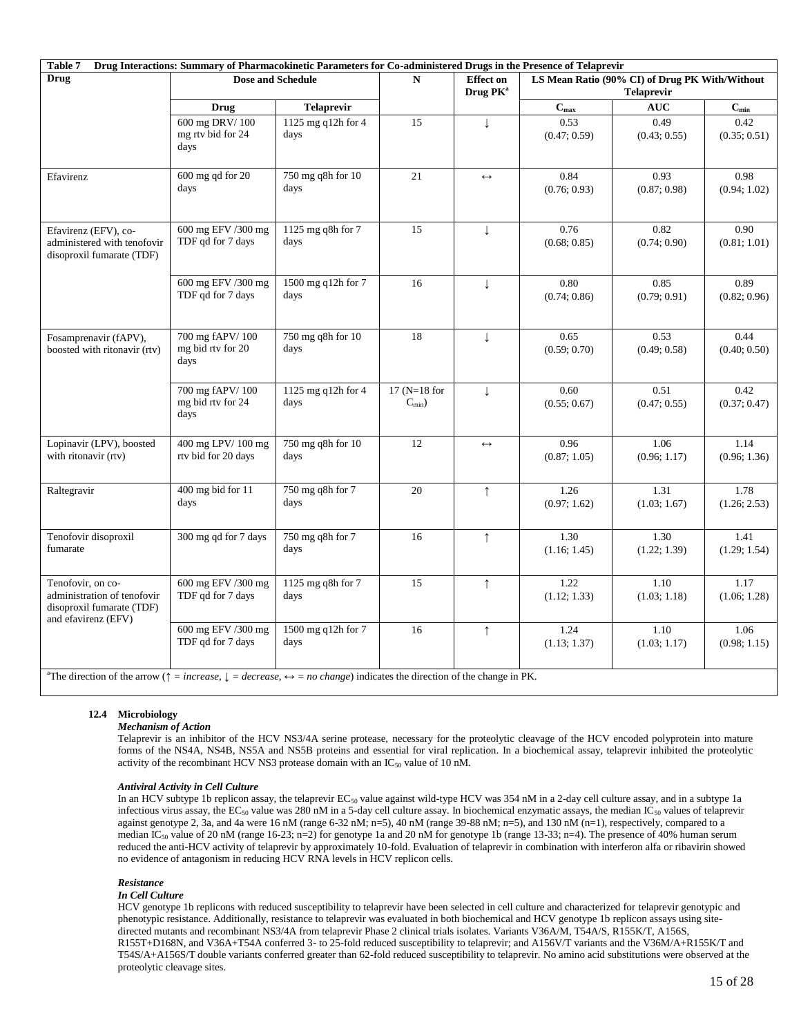| Table 7 Drug Interactions: Summary of Pharmacokinetic Parameters for Co-administered Drugs in the Presence of Telaprevir | | | | | | | |
|---|---|---|---|---|---|---|---|
| **Drug** | **Dose and Schedule** | | **N** | **Effect on Drug PK**[a] | **LS Mean Ratio (90% CI) of Drug PK With/Without Telaprevir** | | |
| | **Drug** | **Telaprevir** | | | $C_{max}$ | **AUC** | $C_{min}$ |
| | 600 mg DRV/ 100 mg rtv bid for 24 days | 1125 mg q12h for 4 days | 15 | ↓ | 0.53 (0.47; 0.59) | 0.49 (0.43; 0.55) | 0.42 (0.35; 0.51) |
| Efavirenz | 600 mg qd for 20 days | 750 mg q8h for 10 days | 21 | ↔ | 0.84 (0.76; 0.93) | 0.93 (0.87; 0.98) | 0.98 (0.94; 1.02) |
| Efavirenz (EFV), co-administered with tenofovir disoproxil fumarate (TDF) | 600 mg EFV /300 mg TDF qd for 7 days | 1125 mg q8h for 7 days | 15 | ↓ | 0.76 (0.68; 0.85) | 0.82 (0.74; 0.90) | 0.90 (0.81; 1.01) |
| | 600 mg EFV /300 mg TDF qd for 7 days | 1500 mg q12h for 7 days | 16 | ↓ | 0.80 (0.74; 0.86) | 0.85 (0.79; 0.91) | 0.89 (0.82; 0.96) |
| Fosamprenavir (fAPV), boosted with ritonavir (rtv) | 700 mg fAPV/ 100 mg bid rtv for 20 days | 750 mg q8h for 10 days | 18 | ↓ | 0.65 (0.59; 0.70) | 0.53 (0.49; 0.58) | 0.44 (0.40; 0.50) |
| | 700 mg fAPV/ 100 mg bid rtv for 24 days | 1125 mg q12h for 4 days | 17 (N=18 for $C_{min}$) | ↓ | 0.60 (0.55; 0.67) | 0.51 (0.47; 0.55) | 0.42 (0.37; 0.47) |
| Lopinavir (LPV), boosted with ritonavir (rtv) | 400 mg LPV/ 100 mg rtv bid for 20 days | 750 mg q8h for 10 days | 12 | ↔ | 0.96 (0.87; 1.05) | 1.06 (0.96; 1.17) | 1.14 (0.96; 1.36) |
| Raltegravir | 400 mg bid for 11 days | 750 mg q8h for 7 days | 20 | ↑ | 1.26 (0.97; 1.62) | 1.31 (1.03; 1.67) | 1.78 (1.26; 2.53) |
| Tenofovir disoproxil fumarate | 300 mg qd for 7 days | 750 mg q8h for 7 days | 16 | ↑ | 1.30 (1.16; 1.45) | 1.30 (1.22; 1.39) | 1.41 (1.29; 1.54) |
| Tenofovir, on co-administration of tenofovir disoproxil fumarate (TDF) and efavirenz (EFV) | 600 mg EFV /300 mg TDF qd for 7 days | 1125 mg q8h for 7 days | 15 | ↑ | 1.22 (1.12; 1.33) | 1.10 (1.03; 1.18) | 1.17 (1.06; 1.28) |
| | 600 mg EFV /300 mg TDF qd for 7 days | 1500 mg q12h for 7 days | 16 | ↑ | 1.24 (1.13; 1.37) | 1.10 (1.03; 1.17) | 1.06 (0.98; 1.15) |

[a]The direction of the arrow (↑ = *increase*, ↓ = *decrease*, ↔ = *no change*) indicates the direction of the change in PK.

### 12.4 Microbiology

***Mechanism of Action***

Telaprevir is an inhibitor of the HCV NS3/4A serine protease, necessary for the proteolytic cleavage of the HCV encoded polyprotein into mature forms of the NS4A, NS4B, NS5A and NS5B proteins and essential for viral replication. In a biochemical assay, telaprevir inhibited the proteolytic activity of the recombinant HCV NS3 protease domain with an $IC_{50}$ value of 10 nM.

***Antiviral Activity in Cell Culture***

In an HCV subtype 1b replicon assay, the telaprevir $EC_{50}$ value against wild-type HCV was 354 nM in a 2-day cell culture assay, and in a subtype 1a infectious virus assay, the $EC_{50}$ value was 280 nM in a 5-day cell culture assay. In biochemical enzymatic assays, the median $IC_{50}$ values of telaprevir against genotype 2, 3a, and 4a were 16 nM (range 6-32 nM; n=5), 40 nM (range 39-88 nM; n=5), and 130 nM (n=1), respectively, compared to a median $IC_{50}$ value of 20 nM (range 16-23; n=2) for genotype 1a and 20 nM for genotype 1b (range 13-33; n=4). The presence of 40% human serum reduced the anti-HCV activity of telaprevir by approximately 10-fold. Evaluation of telaprevir in combination with interferon alfa or ribavirin showed no evidence of antagonism in reducing HCV RNA levels in HCV replicon cells.

***Resistance***

***In Cell Culture***

HCV genotype 1b replicons with reduced susceptibility to telaprevir have been selected in cell culture and characterized for telaprevir genotypic and phenotypic resistance. Additionally, resistance to telaprevir was evaluated in both biochemical and HCV genotype 1b replicon assays using site-directed mutants and recombinant NS3/4A from telaprevir Phase 2 clinical trials isolates. Variants V36A/M, T54A/S, R155K/T, A156S, R155T+D168N, and V36A+T54A conferred 3- to 25-fold reduced susceptibility to telaprevir; and A156V/T variants and the V36M/A+R155K/T and T54S/A+A156S/T double variants conferred greater than 62-fold reduced susceptibility to telaprevir. No amino acid substitutions were observed at the proteolytic cleavage sites.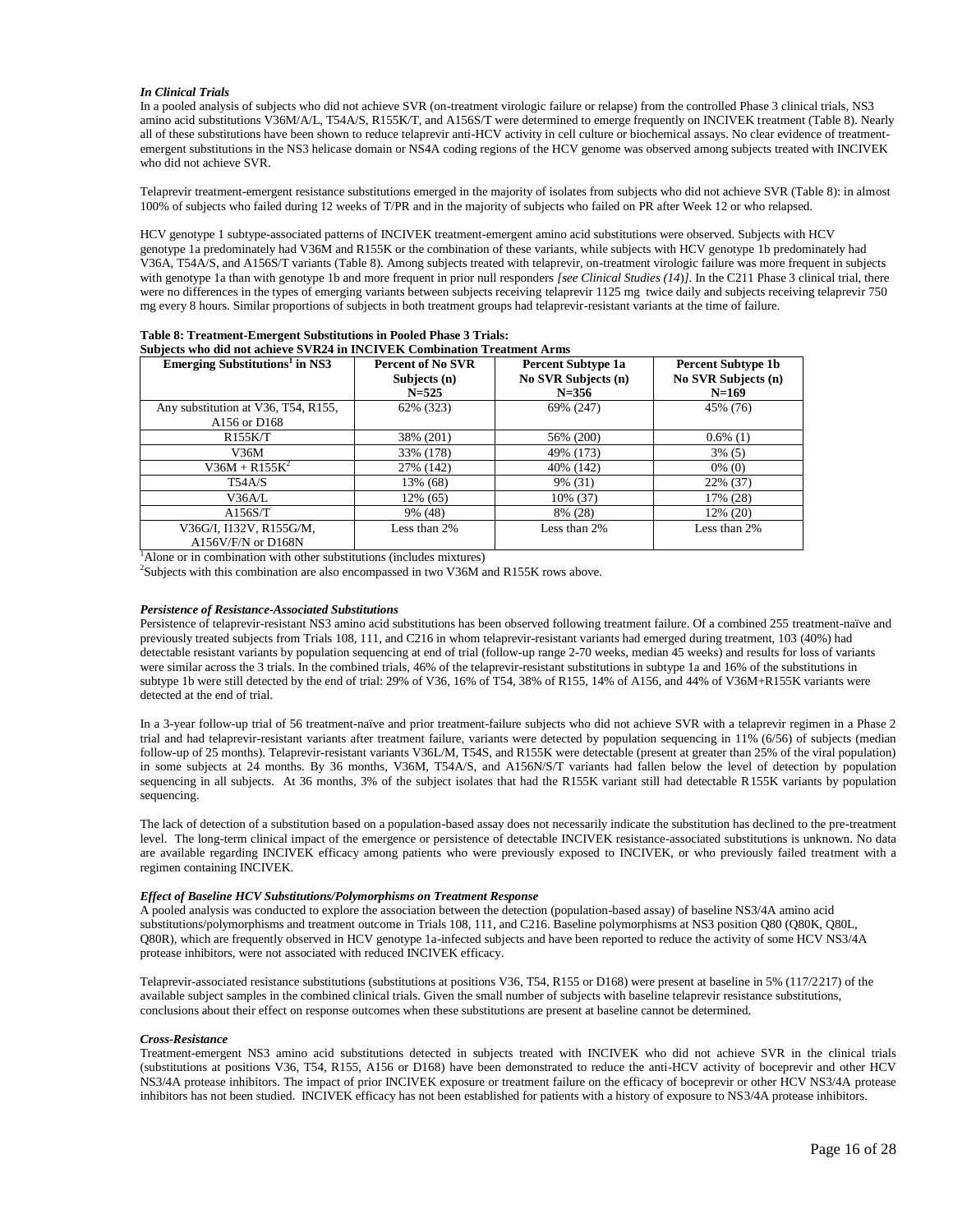### *In Clinical Trials*

In a pooled analysis of subjects who did not achieve SVR (on-treatment virologic failure or relapse) from the controlled Phase 3 clinical trials, NS3 amino acid substitutions V36M/A/L, T54A/S, R155K/T, and A156S/T were determined to emerge frequently on INCIVEK treatment (Table 8). Nearly all of these substitutions have been shown to reduce telaprevir anti-HCV activity in cell culture or biochemical assays. No clear evidence of treatment-emergent substitutions in the NS3 helicase domain or NS4A coding regions of the HCV genome was observed among subjects treated with INCIVEK who did not achieve SVR.

Telaprevir treatment-emergent resistance substitutions emerged in the majority of isolates from subjects who did not achieve SVR (Table 8): in almost 100% of subjects who failed during 12 weeks of T/PR and in the majority of subjects who failed on PR after Week 12 or who relapsed.

HCV genotype 1 subtype-associated patterns of INCIVEK treatment-emergent amino acid substitutions were observed. Subjects with HCV genotype 1a predominately had V36M and R155K or the combination of these variants, while subjects with HCV genotype 1b predominately had V36A, T54A/S, and A156S/T variants (Table 8). Among subjects treated with telaprevir, on-treatment virologic failure was more frequent in subjects with genotype 1a than with genotype 1b and more frequent in prior null responders *[see Clinical Studies (14)]*. In the C211 Phase 3 clinical trial, there were no differences in the types of emerging variants between subjects receiving telaprevir 1125 mg twice daily and subjects receiving telaprevir 750 mg every 8 hours. Similar proportions of subjects in both treatment groups had telaprevir-resistant variants at the time of failure.

**Table 8: Treatment-Emergent Substitutions in Pooled Phase 3 Trials: Subjects who did not achieve SVR24 in INCIVEK Combination Treatment Arms**

| Emerging Substitutions[1] in NS3 | Percent of No SVR Subjects (n) N=525 | Percent Subtype 1a No SVR Subjects (n) N=356 | Percent Subtype 1b No SVR Subjects (n) N=169 |
|---|---|---|---|
| Any substitution at V36, T54, R155, A156 or D168 | 62% (323) | 69% (247) | 45% (76) |
| R155K/T | 38% (201) | 56% (200) | 0.6% (1) |
| V36M | 33% (178) | 49% (173) | 3% (5) |
| V36M + R155K[2] | 27% (142) | 40% (142) | 0% (0) |
| T54A/S | 13% (68) | 9% (31) | 22% (37) |
| V36A/L | 12% (65) | 10% (37) | 17% (28) |
| A156S/T | 9% (48) | 8% (28) | 12% (20) |
| V36G/I, I132V, R155G/M, A156V/F/N or D168N | Less than 2% | Less than 2% | Less than 2% |

[1]Alone or in combination with other substitutions (includes mixtures)

[2]Subjects with this combination are also encompassed in two V36M and R155K rows above.

### *Persistence of Resistance-Associated Substitutions*

Persistence of telaprevir-resistant NS3 amino acid substitutions has been observed following treatment failure. Of a combined 255 treatment-naïve and previously treated subjects from Trials 108, 111, and C216 in whom telaprevir-resistant variants had emerged during treatment, 103 (40%) had detectable resistant variants by population sequencing at end of trial (follow-up range 2-70 weeks, median 45 weeks) and results for loss of variants were similar across the 3 trials. In the combined trials, 46% of the telaprevir-resistant substitutions in subtype 1a and 16% of the substitutions in subtype 1b were still detected by the end of trial: 29% of V36, 16% of T54, 38% of R155, 14% of A156, and 44% of V36M+R155K variants were detected at the end of trial.

In a 3-year follow-up trial of 56 treatment-naïve and prior treatment-failure subjects who did not achieve SVR with a telaprevir regimen in a Phase 2 trial and had telaprevir-resistant variants after treatment failure, variants were detected by population sequencing in 11% (6/56) of subjects (median follow-up of 25 months). Telaprevir-resistant variants V36L/M, T54S, and R155K were detectable (present at greater than 25% of the viral population) in some subjects at 24 months. By 36 months, V36M, T54A/S, and A156N/S/T variants had fallen below the level of detection by population sequencing in all subjects. At 36 months, 3% of the subject isolates that had the R155K variant still had detectable R155K variants by population sequencing.

The lack of detection of a substitution based on a population-based assay does not necessarily indicate the substitution has declined to the pre-treatment level. The long-term clinical impact of the emergence or persistence of detectable INCIVEK resistance-associated substitutions is unknown. No data are available regarding INCIVEK efficacy among patients who were previously exposed to INCIVEK, or who previously failed treatment with a regimen containing INCIVEK.

### *Effect of Baseline HCV Substitutions/Polymorphisms on Treatment Response*

A pooled analysis was conducted to explore the association between the detection (population-based assay) of baseline NS3/4A amino acid substitutions/polymorphisms and treatment outcome in Trials 108, 111, and C216. Baseline polymorphisms at NS3 position Q80 (Q80K, Q80L, Q80R), which are frequently observed in HCV genotype 1a-infected subjects and have been reported to reduce the activity of some HCV NS3/4A protease inhibitors, were not associated with reduced INCIVEK efficacy.

Telaprevir-associated resistance substitutions (substitutions at positions V36, T54, R155 or D168) were present at baseline in 5% (117/2217) of the available subject samples in the combined clinical trials. Given the small number of subjects with baseline telaprevir resistance substitutions, conclusions about their effect on response outcomes when these substitutions are present at baseline cannot be determined.

### *Cross-Resistance*

Treatment-emergent NS3 amino acid substitutions detected in subjects treated with INCIVEK who did not achieve SVR in the clinical trials (substitutions at positions V36, T54, R155, A156 or D168) have been demonstrated to reduce the anti-HCV activity of boceprevir and other HCV NS3/4A protease inhibitors. The impact of prior INCIVEK exposure or treatment failure on the efficacy of boceprevir or other HCV NS3/4A protease inhibitors has not been studied. INCIVEK efficacy has not been established for patients with a history of exposure to NS3/4A protease inhibitors.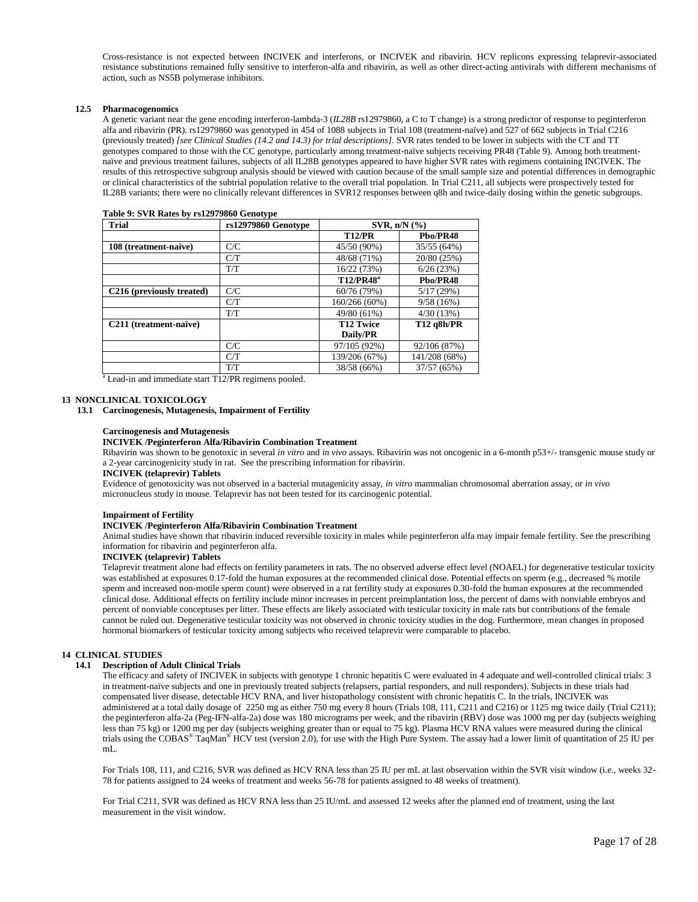Cross-resistance is not expected between INCIVEK and interferons, or INCIVEK and ribavirin. HCV replicons expressing telaprevir-associated resistance substitutions remained fully sensitive to interferon-alfa and ribavirin, as well as other direct-acting antivirals with different mechanisms of action, such as NS5B polymerase inhibitors.

### 12.5 Pharmacogenomics

A genetic variant near the gene encoding interferon-lambda-3 (*IL28B* rs12979860, a C to T change) is a strong predictor of response to peginterferon alfa and ribavirin (PR). rs12979860 was genotyped in 454 of 1088 subjects in Trial 108 (treatment-naïve) and 527 of 662 subjects in Trial C216 (previously treated) *[see Clinical Studies (14.2 and 14.3) for trial descriptions]*. SVR rates tended to be lower in subjects with the CT and TT genotypes compared to those with the CC genotype, particularly among treatment-naïve subjects receiving PR48 (Table 9). Among both treatment-naïve and previous treatment failures, subjects of all IL28B genotypes appeared to have higher SVR rates with regimens containing INCIVEK. The results of this retrospective subgroup analysis should be viewed with caution because of the small sample size and potential differences in demographic or clinical characteristics of the subtrial population relative to the overall trial population. In Trial C211, all subjects were prospectively tested for IL28B variants; there were no clinically relevant differences in SVR12 responses between q8h and twice-daily dosing within the genetic subgroups.

**Table 9: SVR Rates by rs12979860 Genotype**

| Trial | rs12979860 Genotype | SVR, n/N (%) | |
|---|---|---|---|
| | | **T12/PR** | **Pbo/PR48** |
| **108 (treatment-naïve)** | C/C | 45/50 (90%) | 35/55 (64%) |
| | C/T | 48/68 (71%) | 20/80 (25%) |
| | T/T | 16/22 (73%) | 6/26 (23%) |
| | | **T12/PR48[a]** | **Pbo/PR48** |
| **C216 (previously treated)** | C/C | 60/76 (79%) | 5/17 (29%) |
| | C/T | 160/266 (60%) | 9/58 (16%) |
| | T/T | 49/80 (61%) | 4/30 (13%) |
| **C211 (treatment-naïve)** | | **T12 Twice Daily/PR** | **T12 q8h/PR** |
| | C/C | 97/105 (92%) | 92/106 (87%) |
| | C/T | 139/206 (67%) | 141/208 (68%) |
| | T/T | 38/58 (66%) | 37/57 (65%) |

[a] Lead-in and immediate start T12/PR regimens pooled.

## 13 NONCLINICAL TOXICOLOGY

### 13.1 Carcinogenesis, Mutagenesis, Impairment of Fertility

**Carcinogenesis and Mutagenesis**

**INCIVEK /Peginterferon Alfa/Ribavirin Combination Treatment**

Ribavirin was shown to be genotoxic in several *in vitro* and *in vivo* assays. Ribavirin was not oncogenic in a 6-month p53+/- transgenic mouse study or a 2-year carcinogenicity study in rat. See the prescribing information for ribavirin.

**INCIVEK (telaprevir) Tablets**

Evidence of genotoxicity was not observed in a bacterial mutagenicity assay, *in vitro* mammalian chromosomal aberration assay, or *in vivo* micronucleus study in mouse. Telaprevir has not been tested for its carcinogenic potential.

**Impairment of Fertility**

**INCIVEK /Peginterferon Alfa/Ribavirin Combination Treatment**

Animal studies have shown that ribavirin induced reversible toxicity in males while peginterferon alfa may impair female fertility. See the prescribing information for ribavirin and peginterferon alfa.

**INCIVEK (telaprevir) Tablets**

Telaprevir treatment alone had effects on fertility parameters in rats. The no observed adverse effect level (NOAEL) for degenerative testicular toxicity was established at exposures 0.17-fold the human exposures at the recommended clinical dose. Potential effects on sperm (e.g., decreased % motile sperm and increased non-motile sperm count) were observed in a rat fertility study at exposures 0.30-fold the human exposures at the recommended clinical dose. Additional effects on fertility include minor increases in percent preimplantation loss, the percent of dams with nonviable embryos and percent of nonviable conceptuses per litter. These effects are likely associated with testicular toxicity in male rats but contributions of the female cannot be ruled out. Degenerative testicular toxicity was not observed in chronic toxicity studies in the dog. Furthermore, mean changes in proposed hormonal biomarkers of testicular toxicity among subjects who received telaprevir were comparable to placebo.

## 14 CLINICAL STUDIES

### 14.1 Description of Adult Clinical Trials

The efficacy and safety of INCIVEK in subjects with genotype 1 chronic hepatitis C were evaluated in 4 adequate and well-controlled clinical trials: 3 in treatment-naïve subjects and one in previously treated subjects (relapsers, partial responders, and null responders). Subjects in these trials had compensated liver disease, detectable HCV RNA, and liver histopathology consistent with chronic hepatitis C. In the trials, INCIVEK was administered at a total daily dosage of 2250 mg as either 750 mg every 8 hours (Trials 108, 111, C211 and C216) or 1125 mg twice daily (Trial C211); the peginterferon alfa-2a (Peg-IFN-alfa-2a) dose was 180 micrograms per week, and the ribavirin (RBV) dose was 1000 mg per day (subjects weighing less than 75 kg) or 1200 mg per day (subjects weighing greater than or equal to 75 kg). Plasma HCV RNA values were measured during the clinical trials using the COBAS® TaqMan® HCV test (version 2.0), for use with the High Pure System. The assay had a lower limit of quantitation of 25 IU per mL.

For Trials 108, 111, and C216, SVR was defined as HCV RNA less than 25 IU per mL at last observation within the SVR visit window (i.e., weeks 32-78 for patients assigned to 24 weeks of treatment and weeks 56-78 for patients assigned to 48 weeks of treatment).

For Trial C211, SVR was defined as HCV RNA less than 25 IU/mL and assessed 12 weeks after the planned end of treatment, using the last measurement in the visit window.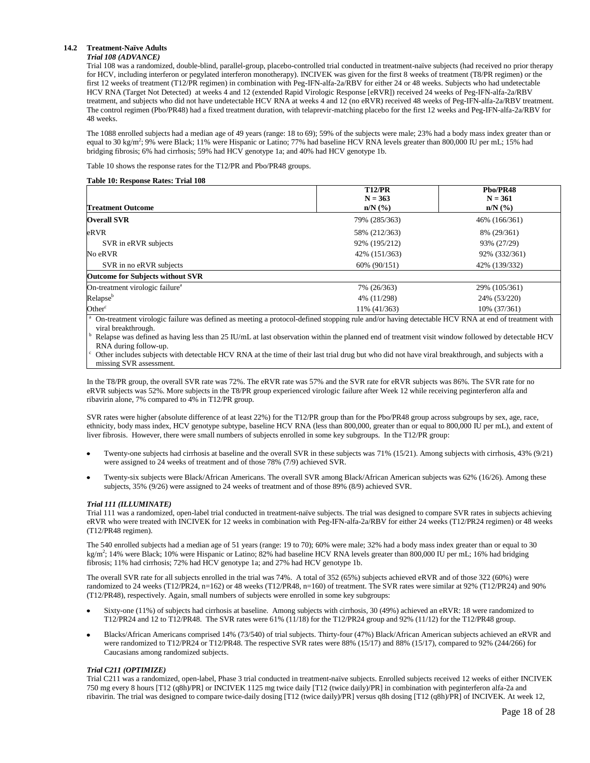### 14.2 Treatment-Naïve Adults

*Trial 108 (ADVANCE)*

Trial 108 was a randomized, double-blind, parallel-group, placebo-controlled trial conducted in treatment-naïve subjects (had received no prior therapy for HCV, including interferon or pegylated interferon monotherapy). INCIVEK was given for the first 8 weeks of treatment (T8/PR regimen) or the first 12 weeks of treatment (T12/PR regimen) in combination with Peg-IFN-alfa-2a/RBV for either 24 or 48 weeks. Subjects who had undetectable HCV RNA (Target Not Detected) at weeks 4 and 12 (extended Rapid Virologic Response [eRVR]) received 24 weeks of Peg-IFN-alfa-2a/RBV treatment, and subjects who did not have undetectable HCV RNA at weeks 4 and 12 (no eRVR) received 48 weeks of Peg-IFN-alfa-2a/RBV treatment. The control regimen (Pbo/PR48) had a fixed treatment duration, with telaprevir-matching placebo for the first 12 weeks and Peg-IFN-alfa-2a/RBV for 48 weeks.

The 1088 enrolled subjects had a median age of 49 years (range: 18 to 69); 59% of the subjects were male; 23% had a body mass index greater than or equal to 30 kg/m$^2$; 9% were Black; 11% were Hispanic or Latino; 77% had baseline HCV RNA levels greater than 800,000 IU per mL; 15% had bridging fibrosis; 6% had cirrhosis; 59% had HCV genotype 1a; and 40% had HCV genotype 1b.

Table 10 shows the response rates for the T12/PR and Pbo/PR48 groups.

**Table 10: Response Rates: Trial 108**

| Treatment Outcome | T12/PR N = 363 n/N (%) | Pbo/PR48 N = 361 n/N (%) |
|---|---|---|
| **Overall SVR** | 79% (285/363) | 46% (166/361) |
| eRVR | 58% (212/363) | 8% (29/361) |
| SVR in eRVR subjects | 92% (195/212) | 93% (27/29) |
| No eRVR | 42% (151/363) | 92% (332/361) |
| SVR in no eRVR subjects | 60% (90/151) | 42% (139/332) |
| **Outcome for Subjects without SVR** | | |
| On-treatment virologic failure[a] | 7% (26/363) | 29% (105/361) |
| Relapse[b] | 4% (11/298) | 24% (53/220) |
| Other[c] | 11% (41/363) | 10% (37/361) |

[a] On-treatment virologic failure was defined as meeting a protocol-defined stopping rule and/or having detectable HCV RNA at end of treatment with viral breakthrough.
[b] Relapse was defined as having less than 25 IU/mL at last observation within the planned end of treatment visit window followed by detectable HCV RNA during follow-up.
[c] Other includes subjects with detectable HCV RNA at the time of their last trial drug but who did not have viral breakthrough, and subjects with a missing SVR assessment.

In the T8/PR group, the overall SVR rate was 72%. The eRVR rate was 57% and the SVR rate for eRVR subjects was 86%. The SVR rate for no eRVR subjects was 52%. More subjects in the T8/PR group experienced virologic failure after Week 12 while receiving peginterferon alfa and ribavirin alone, 7% compared to 4% in T12/PR group.

SVR rates were higher (absolute difference of at least 22%) for the T12/PR group than for the Pbo/PR48 group across subgroups by sex, age, race, ethnicity, body mass index, HCV genotype subtype, baseline HCV RNA (less than 800,000, greater than or equal to 800,000 IU per mL), and extent of liver fibrosis. However, there were small numbers of subjects enrolled in some key subgroups. In the T12/PR group:

- Twenty-one subjects had cirrhosis at baseline and the overall SVR in these subjects was 71% (15/21). Among subjects with cirrhosis, 43% (9/21) were assigned to 24 weeks of treatment and of those 78% (7/9) achieved SVR.
- Twenty-six subjects were Black/African Americans. The overall SVR among Black/African American subjects was 62% (16/26). Among these subjects, 35% (9/26) were assigned to 24 weeks of treatment and of those 89% (8/9) achieved SVR.

*Trial 111 (ILLUMINATE)*

Trial 111 was a randomized, open-label trial conducted in treatment-naïve subjects. The trial was designed to compare SVR rates in subjects achieving eRVR who were treated with INCIVEK for 12 weeks in combination with Peg-IFN-alfa-2a/RBV for either 24 weeks (T12/PR24 regimen) or 48 weeks (T12/PR48 regimen).

The 540 enrolled subjects had a median age of 51 years (range: 19 to 70); 60% were male; 32% had a body mass index greater than or equal to 30 kg/m$^2$; 14% were Black; 10% were Hispanic or Latino; 82% had baseline HCV RNA levels greater than 800,000 IU per mL; 16% had bridging fibrosis; 11% had cirrhosis; 72% had HCV genotype 1a; and 27% had HCV genotype 1b.

The overall SVR rate for all subjects enrolled in the trial was 74%. A total of 352 (65%) subjects achieved eRVR and of those 322 (60%) were randomized to 24 weeks (T12/PR24, n=162) or 48 weeks (T12/PR48, n=160) of treatment. The SVR rates were similar at 92% (T12/PR24) and 90% (T12/PR48), respectively. Again, small numbers of subjects were enrolled in some key subgroups:

- Sixty-one (11%) of subjects had cirrhosis at baseline. Among subjects with cirrhosis, 30 (49%) achieved an eRVR: 18 were randomized to T12/PR24 and 12 to T12/PR48. The SVR rates were 61% (11/18) for the T12/PR24 group and 92% (11/12) for the T12/PR48 group.
- Blacks/African Americans comprised 14% (73/540) of trial subjects. Thirty-four (47%) Black/African American subjects achieved an eRVR and were randomized to T12/PR24 or T12/PR48. The respective SVR rates were 88% (15/17) and 88% (15/17), compared to 92% (244/266) for Caucasians among randomized subjects.

*Trial C211 (OPTIMIZE)*

Trial C211 was a randomized, open-label, Phase 3 trial conducted in treatment-naïve subjects. Enrolled subjects received 12 weeks of either INCIVEK 750 mg every 8 hours [T12 (q8h)/PR] or INCIVEK 1125 mg twice daily [T12 (twice daily)/PR] in combination with peginterferon alfa-2a and ribavirin. The trial was designed to compare twice-daily dosing [T12 (twice daily)/PR] versus q8h dosing [T12 (q8h)/PR] of INCIVEK. At week 12,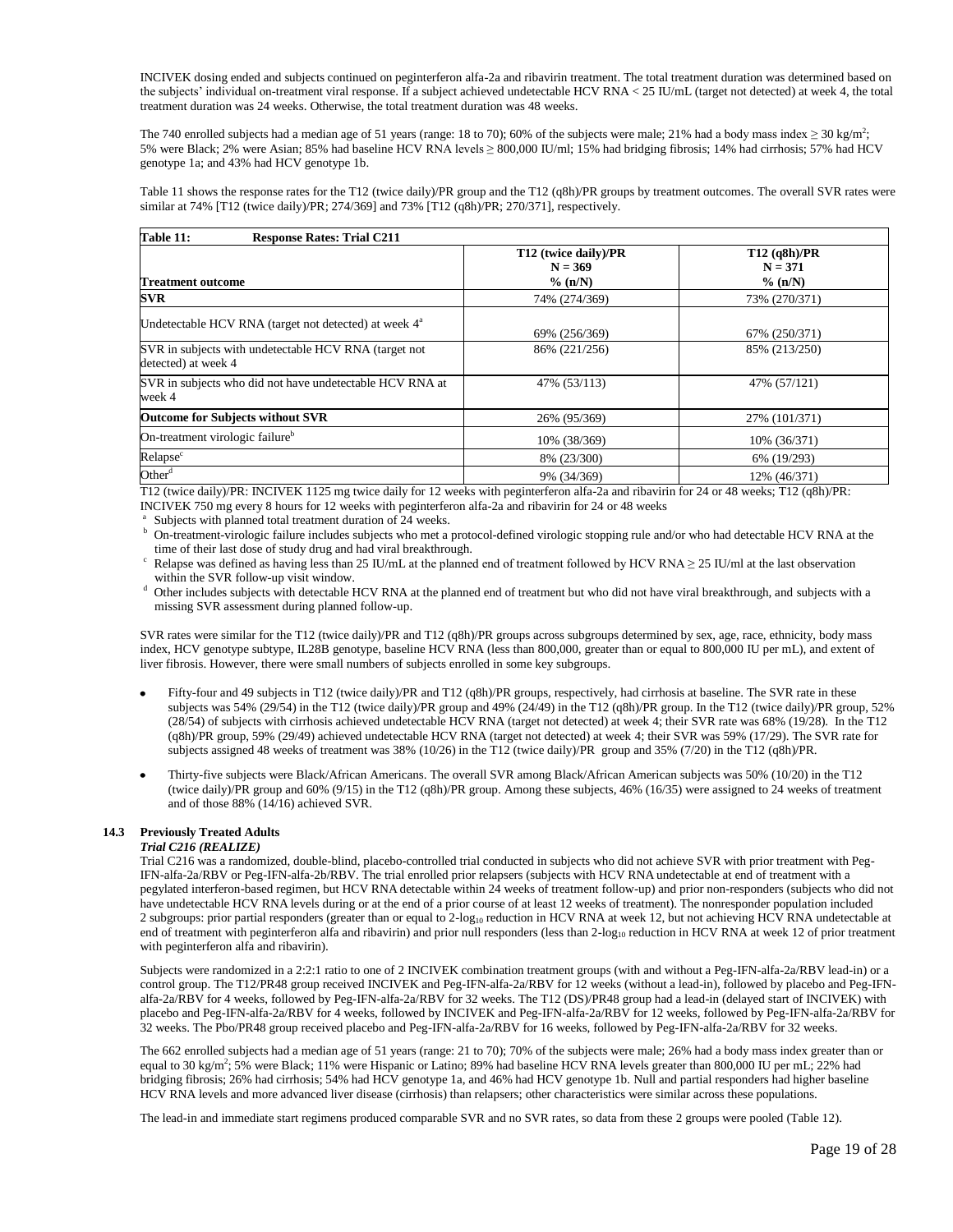INCIVEK dosing ended and subjects continued on peginterferon alfa-2a and ribavirin treatment. The total treatment duration was determined based on the subjects' individual on-treatment viral response. If a subject achieved undetectable HCV RNA < 25 IU/mL (target not detected) at week 4, the total treatment duration was 24 weeks. Otherwise, the total treatment duration was 48 weeks.

The 740 enrolled subjects had a median age of 51 years (range: 18 to 70); 60% of the subjects were male; 21% had a body mass index ≥ 30 kg/m$^2$; 5% were Black; 2% were Asian; 85% had baseline HCV RNA levels ≥ 800,000 IU/ml; 15% had bridging fibrosis; 14% had cirrhosis; 57% had HCV genotype 1a; and 43% had HCV genotype 1b.

Table 11 shows the response rates for the T12 (twice daily)/PR group and the T12 (q8h)/PR groups by treatment outcomes. The overall SVR rates were similar at 74% [T12 (twice daily)/PR; 274/369] and 73% [T12 (q8h)/PR; 270/371], respectively.

**Table 11: Response Rates: Trial C211**

| Treatment outcome | T12 (twice daily)/PR N = 369 % (n/N) | T12 (q8h)/PR N = 371 % (n/N) |
|---|---|---|
| **SVR** | 74% (274/369) | 73% (270/371) |
| Undetectable HCV RNA (target not detected) at week 4[a] | 69% (256/369) | 67% (250/371) |
| SVR in subjects with undetectable HCV RNA (target not detected) at week 4 | 86% (221/256) | 85% (213/250) |
| SVR in subjects who did not have undetectable HCV RNA at week 4 | 47% (53/113) | 47% (57/121) |
| **Outcome for Subjects without SVR** | 26% (95/369) | 27% (101/371) |
| On-treatment virologic failure[b] | 10% (38/369) | 10% (36/371) |
| Relapse[c] | 8% (23/300) | 6% (19/293) |
| Other[d] | 9% (34/369) | 12% (46/371) |

T12 (twice daily)/PR: INCIVEK 1125 mg twice daily for 12 weeks with peginterferon alfa-2a and ribavirin for 24 or 48 weeks; T12 (q8h)/PR: INCIVEK 750 mg every 8 hours for 12 weeks with peginterferon alfa-2a and ribavirin for 24 or 48 weeks

[a] Subjects with planned total treatment duration of 24 weeks.

[b] On-treatment-virologic failure includes subjects who met a protocol-defined virologic stopping rule and/or who had detectable HCV RNA at the time of their last dose of study drug and had viral breakthrough.

[c] Relapse was defined as having less than 25 IU/mL at the planned end of treatment followed by HCV RNA ≥ 25 IU/ml at the last observation within the SVR follow-up visit window.

[d] Other includes subjects with detectable HCV RNA at the planned end of treatment but who did not have viral breakthrough, and subjects with a missing SVR assessment during planned follow-up.

SVR rates were similar for the T12 (twice daily)/PR and T12 (q8h)/PR groups across subgroups determined by sex, age, race, ethnicity, body mass index, HCV genotype subtype, IL28B genotype, baseline HCV RNA (less than 800,000, greater than or equal to 800,000 IU per mL), and extent of liver fibrosis. However, there were small numbers of subjects enrolled in some key subgroups.

- Fifty-four and 49 subjects in T12 (twice daily)/PR and T12 (q8h)/PR groups, respectively, had cirrhosis at baseline. The SVR rate in these subjects was 54% (29/54) in the T12 (twice daily)/PR group and 49% (24/49) in the T12 (q8h)/PR group. In the T12 (twice daily)/PR group, 52% (28/54) of subjects with cirrhosis achieved undetectable HCV RNA (target not detected) at week 4; their SVR rate was 68% (19/28). In the T12 (q8h)/PR group, 59% (29/49) achieved undetectable HCV RNA (target not detected) at week 4; their SVR was 59% (17/29). The SVR rate for subjects assigned 48 weeks of treatment was 38% (10/26) in the T12 (twice daily)/PR group and 35% (7/20) in the T12 (q8h)/PR.
- Thirty-five subjects were Black/African Americans. The overall SVR among Black/African American subjects was 50% (10/20) in the T12 (twice daily)/PR group and 60% (9/15) in the T12 (q8h)/PR group. Among these subjects, 46% (16/35) were assigned to 24 weeks of treatment and of those 88% (14/16) achieved SVR.

### 14.3 Previously Treated Adults

***Trial C216 (REALIZE)***

Trial C216 was a randomized, double-blind, placebo-controlled trial conducted in subjects who did not achieve SVR with prior treatment with Peg-IFN-alfa-2a/RBV or Peg-IFN-alfa-2b/RBV. The trial enrolled prior relapsers (subjects with HCV RNA undetectable at end of treatment with a pegylated interferon-based regimen, but HCV RNA detectable within 24 weeks of treatment follow-up) and prior non-responders (subjects who did not have undetectable HCV RNA levels during or at the end of a prior course of at least 12 weeks of treatment). The nonresponder population included 2 subgroups: prior partial responders (greater than or equal to 2-$\log_{10}$ reduction in HCV RNA at week 12, but not achieving HCV RNA undetectable at end of treatment with peginterferon alfa and ribavirin) and prior null responders (less than 2-$\log_{10}$ reduction in HCV RNA at week 12 of prior treatment with peginterferon alfa and ribavirin).

Subjects were randomized in a 2:2:1 ratio to one of 2 INCIVEK combination treatment groups (with and without a Peg-IFN-alfa-2a/RBV lead-in) or a control group. The T12/PR48 group received INCIVEK and Peg-IFN-alfa-2a/RBV for 12 weeks (without a lead-in), followed by placebo and Peg-IFN-alfa-2a/RBV for 4 weeks, followed by Peg-IFN-alfa-2a/RBV for 32 weeks. The T12 (DS)/PR48 group had a lead-in (delayed start of INCIVEK) with placebo and Peg-IFN-alfa-2a/RBV for 4 weeks, followed by INCIVEK and Peg-IFN-alfa-2a/RBV for 12 weeks, followed by Peg-IFN-alfa-2a/RBV for 32 weeks. The Pbo/PR48 group received placebo and Peg-IFN-alfa-2a/RBV for 16 weeks, followed by Peg-IFN-alfa-2a/RBV for 32 weeks.

The 662 enrolled subjects had a median age of 51 years (range: 21 to 70); 70% of the subjects were male; 26% had a body mass index greater than or equal to 30 kg/m$^2$; 5% were Black; 11% were Hispanic or Latino; 89% had baseline HCV RNA levels greater than 800,000 IU per mL; 22% had bridging fibrosis; 26% had cirrhosis; 54% had HCV genotype 1a, and 46% had HCV genotype 1b. Null and partial responders had higher baseline HCV RNA levels and more advanced liver disease (cirrhosis) than relapsers; other characteristics were similar across these populations.

The lead-in and immediate start regimens produced comparable SVR and no SVR rates, so data from these 2 groups were pooled (Table 12).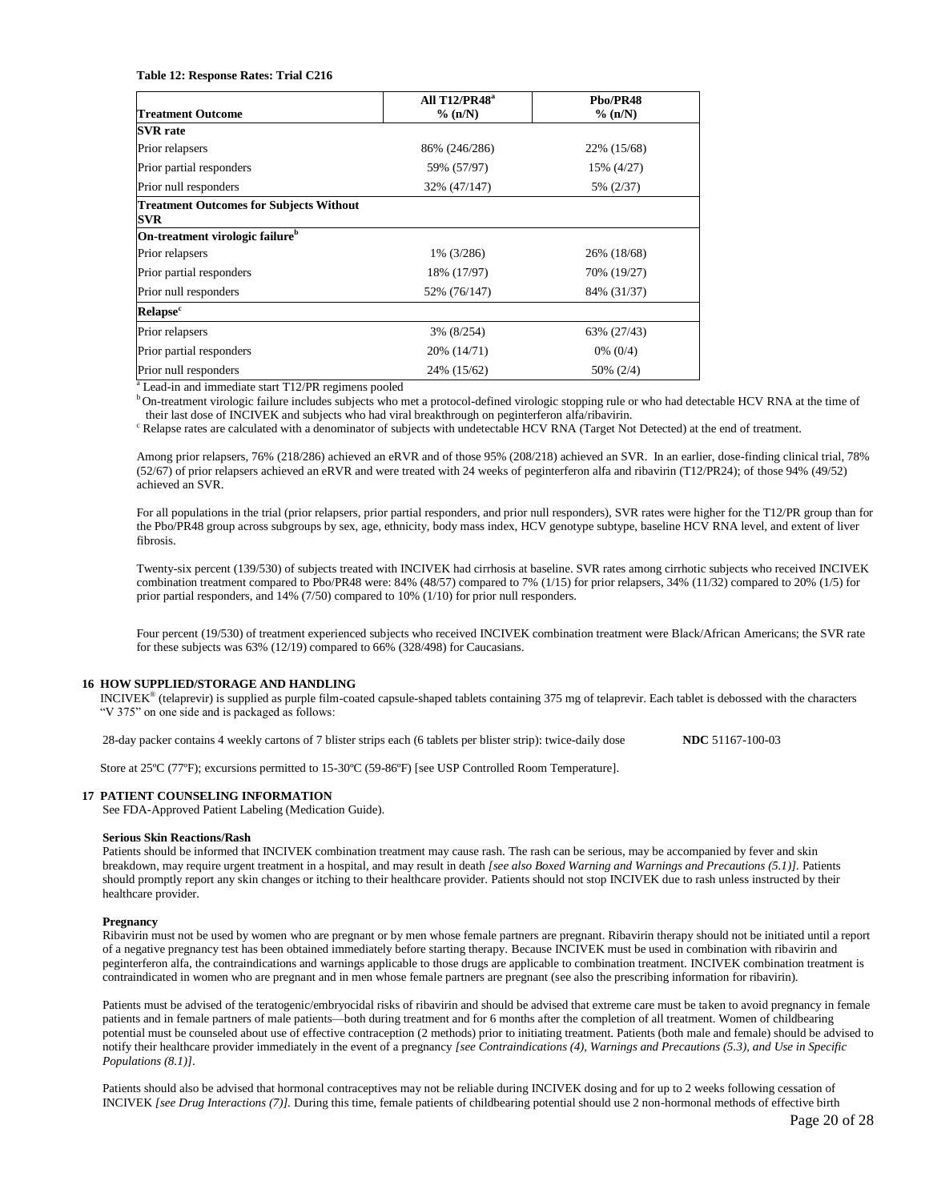**Table 12: Response Rates: Trial C216**

| Treatment Outcome | All T12/PR48[a] % (n/N) | Pbo/PR48 % (n/N) |
|---|---|---|
| **SVR rate** | | |
| Prior relapsers | 86% (246/286) | 22% (15/68) |
| Prior partial responders | 59% (57/97) | 15% (4/27) |
| Prior null responders | 32% (47/147) | 5% (2/37) |
| **Treatment Outcomes for Subjects Without SVR** | | |
| **On-treatment virologic failure[b]** | | |
| Prior relapsers | 1% (3/286) | 26% (18/68) |
| Prior partial responders | 18% (17/97) | 70% (19/27) |
| Prior null responders | 52% (76/147) | 84% (31/37) |
| **Relapse[c]** | | |
| Prior relapsers | 3% (8/254) | 63% (27/43) |
| Prior partial responders | 20% (14/71) | 0% (0/4) |
| Prior null responders | 24% (15/62) | 50% (2/4) |

[a] Lead-in and immediate start T12/PR regimens pooled

[b] On-treatment virologic failure includes subjects who met a protocol-defined virologic stopping rule or who had detectable HCV RNA at the time of their last dose of INCIVEK and subjects who had viral breakthrough on peginterferon alfa/ribavirin.

[c] Relapse rates are calculated with a denominator of subjects with undetectable HCV RNA (Target Not Detected) at the end of treatment.

Among prior relapsers, 76% (218/286) achieved an eRVR and of those 95% (208/218) achieved an SVR. In an earlier, dose-finding clinical trial, 78% (52/67) of prior relapsers achieved an eRVR and were treated with 24 weeks of peginterferon alfa and ribavirin (T12/PR24); of those 94% (49/52) achieved an SVR.

For all populations in the trial (prior relapsers, prior partial responders, and prior null responders), SVR rates were higher for the T12/PR group than for the Pbo/PR48 group across subgroups by sex, age, ethnicity, body mass index, HCV genotype subtype, baseline HCV RNA level, and extent of liver fibrosis.

Twenty-six percent (139/530) of subjects treated with INCIVEK had cirrhosis at baseline. SVR rates among cirrhotic subjects who received INCIVEK combination treatment compared to Pbo/PR48 were: 84% (48/57) compared to 7% (1/15) for prior relapsers, 34% (11/32) compared to 20% (1/5) for prior partial responders, and 14% (7/50) compared to 10% (1/10) for prior null responders.

Four percent (19/530) of treatment experienced subjects who received INCIVEK combination treatment were Black/African Americans; the SVR rate for these subjects was 63% (12/19) compared to 66% (328/498) for Caucasians.

## 16 HOW SUPPLIED/STORAGE AND HANDLING

INCIVEK® (telaprevir) is supplied as purple film-coated capsule-shaped tablets containing 375 mg of telaprevir. Each tablet is debossed with the characters "V 375" on one side and is packaged as follows:

28-day packer contains 4 weekly cartons of 7 blister strips each (6 tablets per blister strip): twice-daily dose **NDC** 51167-100-03

Store at 25ºC (77ºF); excursions permitted to 15-30ºC (59-86ºF) [see USP Controlled Room Temperature].

## 17 PATIENT COUNSELING INFORMATION

See FDA-Approved Patient Labeling (Medication Guide).

**Serious Skin Reactions/Rash**

Patients should be informed that INCIVEK combination treatment may cause rash. The rash can be serious, may be accompanied by fever and skin breakdown, may require urgent treatment in a hospital, and may result in death *[see also Boxed Warning and Warnings and Precautions (5.1)]*. Patients should promptly report any skin changes or itching to their healthcare provider. Patients should not stop INCIVEK due to rash unless instructed by their healthcare provider.

**Pregnancy**

Ribavirin must not be used by women who are pregnant or by men whose female partners are pregnant. Ribavirin therapy should not be initiated until a report of a negative pregnancy test has been obtained immediately before starting therapy. Because INCIVEK must be used in combination with ribavirin and peginterferon alfa, the contraindications and warnings applicable to those drugs are applicable to combination treatment. INCIVEK combination treatment is contraindicated in women who are pregnant and in men whose female partners are pregnant (see also the prescribing information for ribavirin).

Patients must be advised of the teratogenic/embryocidal risks of ribavirin and should be advised that extreme care must be taken to avoid pregnancy in female patients and in female partners of male patients—both during treatment and for 6 months after the completion of all treatment. Women of childbearing potential must be counseled about use of effective contraception (2 methods) prior to initiating treatment. Patients (both male and female) should be advised to notify their healthcare provider immediately in the event of a pregnancy *[see Contraindications (4), Warnings and Precautions (5.3), and Use in Specific Populations (8.1)]*.

Patients should also be advised that hormonal contraceptives may not be reliable during INCIVEK dosing and for up to 2 weeks following cessation of INCIVEK *[see Drug Interactions (7)]*. During this time, female patients of childbearing potential should use 2 non-hormonal methods of effective birth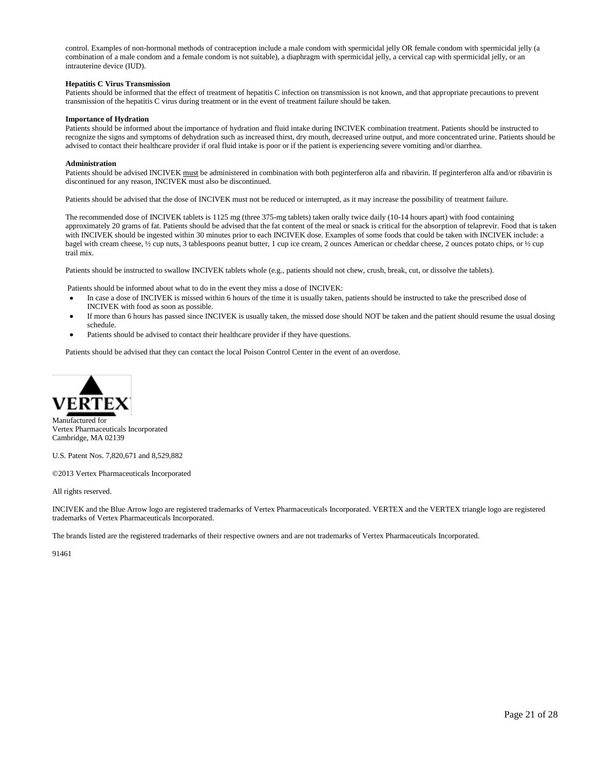control. Examples of non-hormonal methods of contraception include a male condom with spermicidal jelly OR female condom with spermicidal jelly (a combination of a male condom and a female condom is not suitable), a diaphragm with spermicidal jelly, a cervical cap with spermicidal jelly, or an intrauterine device (IUD).

**Hepatitis C Virus Transmission**

Patients should be informed that the effect of treatment of hepatitis C infection on transmission is not known, and that appropriate precautions to prevent transmission of the hepatitis C virus during treatment or in the event of treatment failure should be taken.

**Importance of Hydration**

Patients should be informed about the importance of hydration and fluid intake during INCIVEK combination treatment. Patients should be instructed to recognize the signs and symptoms of dehydration such as increased thirst, dry mouth, decreased urine output, and more concentrated urine. Patients should be advised to contact their healthcare provider if oral fluid intake is poor or if the patient is experiencing severe vomiting and/or diarrhea.

**Administration**

Patients should be advised INCIVEK must be administered in combination with both peginterferon alfa and ribavirin. If peginterferon alfa and/or ribavirin is discontinued for any reason, INCIVEK must also be discontinued.

Patients should be advised that the dose of INCIVEK must not be reduced or interrupted, as it may increase the possibility of treatment failure.

The recommended dose of INCIVEK tablets is 1125 mg (three 375-mg tablets) taken orally twice daily (10-14 hours apart) with food containing approximately 20 grams of fat. Patients should be advised that the fat content of the meal or snack is critical for the absorption of telaprevir. Food that is taken with INCIVEK should be ingested within 30 minutes prior to each INCIVEK dose. Examples of some foods that could be taken with INCIVEK include: a bagel with cream cheese, ½ cup nuts, 3 tablespoons peanut butter, 1 cup ice cream, 2 ounces American or cheddar cheese, 2 ounces potato chips, or ½ cup trail mix.

Patients should be instructed to swallow INCIVEK tablets whole (e.g., patients should not chew, crush, break, cut, or dissolve the tablets).

Patients should be informed about what to do in the event they miss a dose of INCIVEK:

- In case a dose of INCIVEK is missed within 6 hours of the time it is usually taken, patients should be instructed to take the prescribed dose of INCIVEK with food as soon as possible.
- If more than 6 hours has passed since INCIVEK is usually taken, the missed dose should NOT be taken and the patient should resume the usual dosing schedule.
- Patients should be advised to contact their healthcare provider if they have questions.

Patients should be advised that they can contact the local Poison Control Center in the event of an overdose.

VERTEX

Manufactured for
Vertex Pharmaceuticals Incorporated
Cambridge, MA 02139

U.S. Patent Nos. 7,820,671 and 8,529,882

©2013 Vertex Pharmaceuticals Incorporated

All rights reserved.

INCIVEK and the Blue Arrow logo are registered trademarks of Vertex Pharmaceuticals Incorporated. VERTEX and the VERTEX triangle logo are registered trademarks of Vertex Pharmaceuticals Incorporated.

The brands listed are the registered trademarks of their respective owners and are not trademarks of Vertex Pharmaceuticals Incorporated.

91461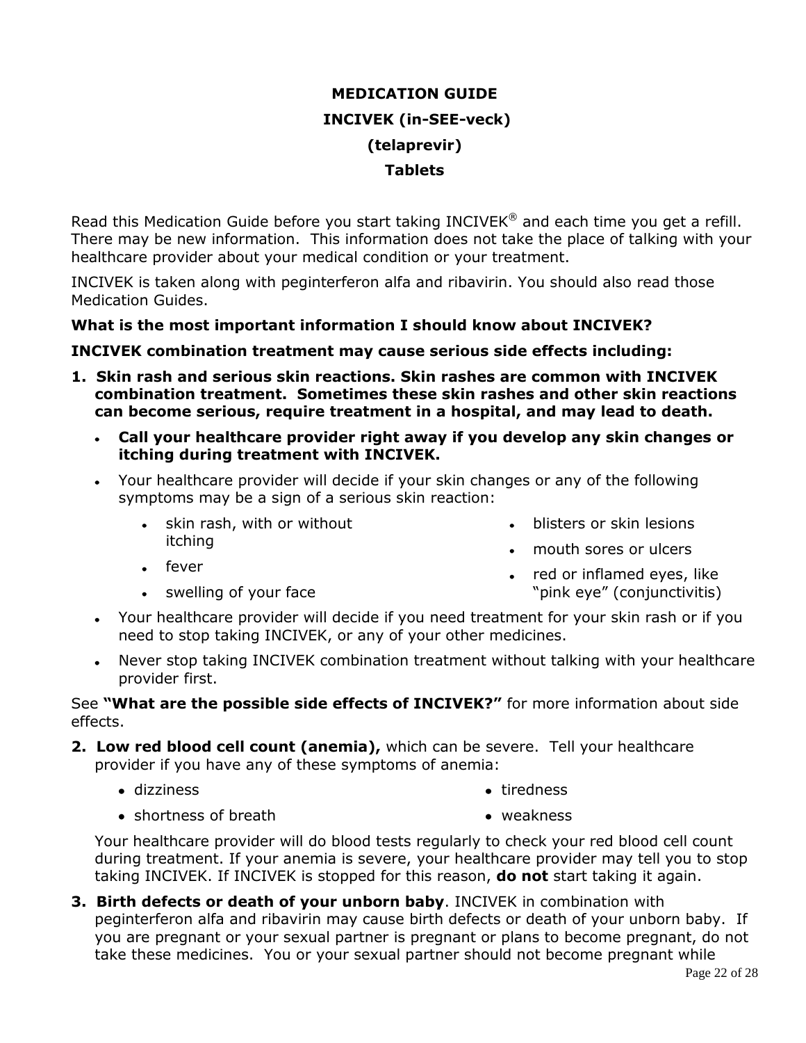# MEDICATION GUIDE

# INCIVEK (in-SEE-veck)

# (telaprevir)

# Tablets

Read this Medication Guide before you start taking INCIVEK® and each time you get a refill. There may be new information. This information does not take the place of talking with your healthcare provider about your medical condition or your treatment.

INCIVEK is taken along with peginterferon alfa and ribavirin. You should also read those Medication Guides.

**What is the most important information I should know about INCIVEK?**

**INCIVEK combination treatment may cause serious side effects including:**

1. **Skin rash and serious skin reactions. Skin rashes are common with INCIVEK combination treatment. Sometimes these skin rashes and other skin reactions can become serious, require treatment in a hospital, and may lead to death.**
   - **Call your healthcare provider right away if you develop any skin changes or itching during treatment with INCIVEK.**
   - Your healthcare provider will decide if your skin changes or any of the following symptoms may be a sign of a serious skin reaction:
     - skin rash, with or without itching
     - fever
     - swelling of your face
     - blisters or skin lesions
     - mouth sores or ulcers
     - red or inflamed eyes, like "pink eye" (conjunctivitis)
   - Your healthcare provider will decide if you need treatment for your skin rash or if you need to stop taking INCIVEK, or any of your other medicines.
   - Never stop taking INCIVEK combination treatment without talking with your healthcare provider first.

See **"What are the possible side effects of INCIVEK?"** for more information about side effects.

2. **Low red blood cell count (anemia),** which can be severe. Tell your healthcare provider if you have any of these symptoms of anemia:
   - dizziness
   - shortness of breath
   - tiredness
   - weakness

   Your healthcare provider will do blood tests regularly to check your red blood cell count during treatment. If your anemia is severe, your healthcare provider may tell you to stop taking INCIVEK. If INCIVEK is stopped for this reason, **do not** start taking it again.

3. **Birth defects or death of your unborn baby**. INCIVEK in combination with peginterferon alfa and ribavirin may cause birth defects or death of your unborn baby. If you are pregnant or your sexual partner is pregnant or plans to become pregnant, do not take these medicines. You or your sexual partner should not become pregnant while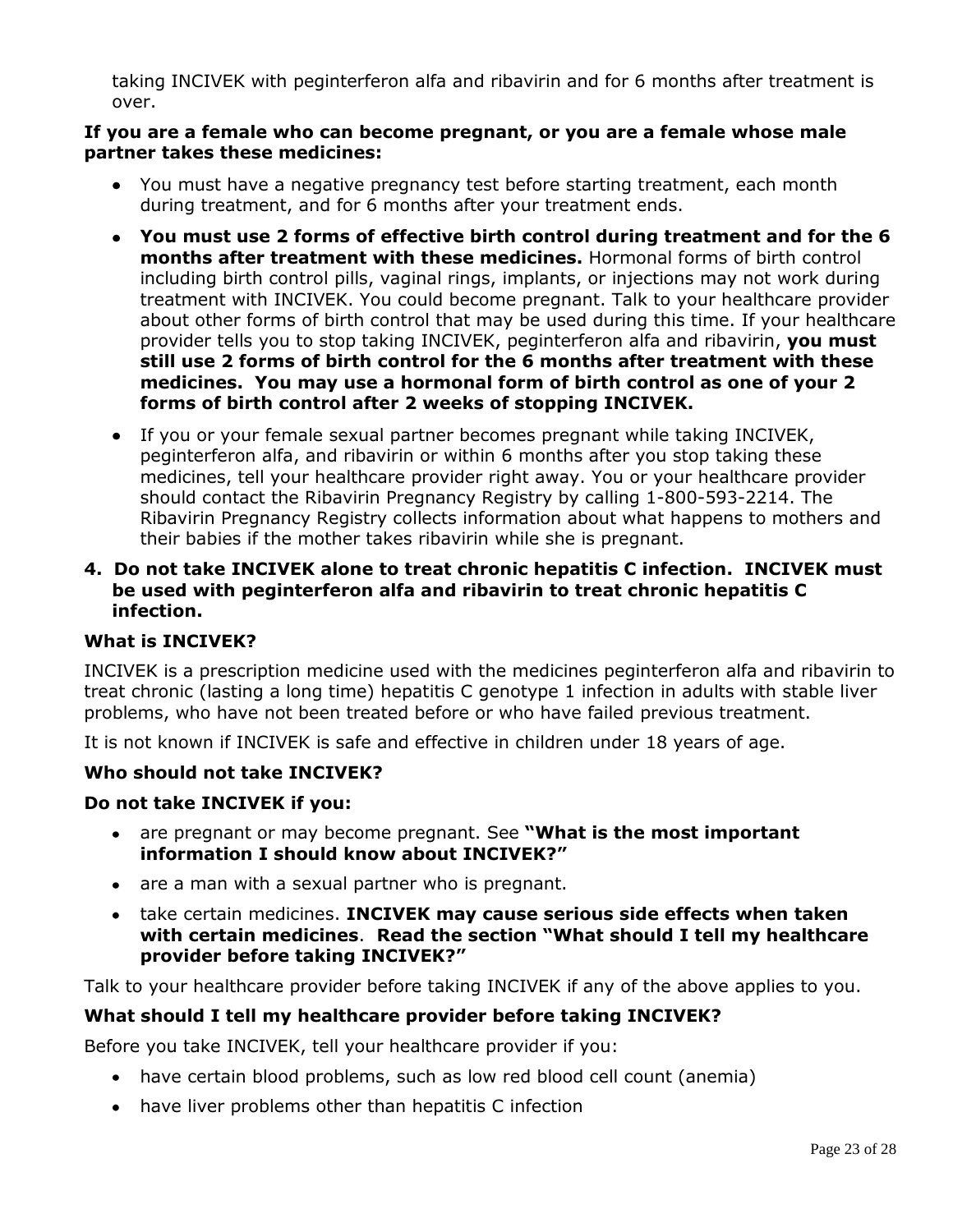taking INCIVEK with peginterferon alfa and ribavirin and for 6 months after treatment is over.

**If you are a female who can become pregnant, or you are a female whose male partner takes these medicines:**

- You must have a negative pregnancy test before starting treatment, each month during treatment, and for 6 months after your treatment ends.
- **You must use 2 forms of effective birth control during treatment and for the 6 months after treatment with these medicines.** Hormonal forms of birth control including birth control pills, vaginal rings, implants, or injections may not work during treatment with INCIVEK. You could become pregnant. Talk to your healthcare provider about other forms of birth control that may be used during this time. If your healthcare provider tells you to stop taking INCIVEK, peginterferon alfa and ribavirin, **you must still use 2 forms of birth control for the 6 months after treatment with these medicines. You may use a hormonal form of birth control as one of your 2 forms of birth control after 2 weeks of stopping INCIVEK.**
- If you or your female sexual partner becomes pregnant while taking INCIVEK, peginterferon alfa, and ribavirin or within 6 months after you stop taking these medicines, tell your healthcare provider right away. You or your healthcare provider should contact the Ribavirin Pregnancy Registry by calling 1-800-593-2214. The Ribavirin Pregnancy Registry collects information about what happens to mothers and their babies if the mother takes ribavirin while she is pregnant.

4. **Do not take INCIVEK alone to treat chronic hepatitis C infection. INCIVEK must be used with peginterferon alfa and ribavirin to treat chronic hepatitis C infection.**

**What is INCIVEK?**

INCIVEK is a prescription medicine used with the medicines peginterferon alfa and ribavirin to treat chronic (lasting a long time) hepatitis C genotype 1 infection in adults with stable liver problems, who have not been treated before or who have failed previous treatment.

It is not known if INCIVEK is safe and effective in children under 18 years of age.

**Who should not take INCIVEK?**

**Do not take INCIVEK if you:**

- are pregnant or may become pregnant. See **"What is the most important information I should know about INCIVEK?"**
- are a man with a sexual partner who is pregnant.
- take certain medicines. **INCIVEK may cause serious side effects when taken with certain medicines**. **Read the section "What should I tell my healthcare provider before taking INCIVEK?"**

Talk to your healthcare provider before taking INCIVEK if any of the above applies to you.

**What should I tell my healthcare provider before taking INCIVEK?**

Before you take INCIVEK, tell your healthcare provider if you:

- have certain blood problems, such as low red blood cell count (anemia)
- have liver problems other than hepatitis C infection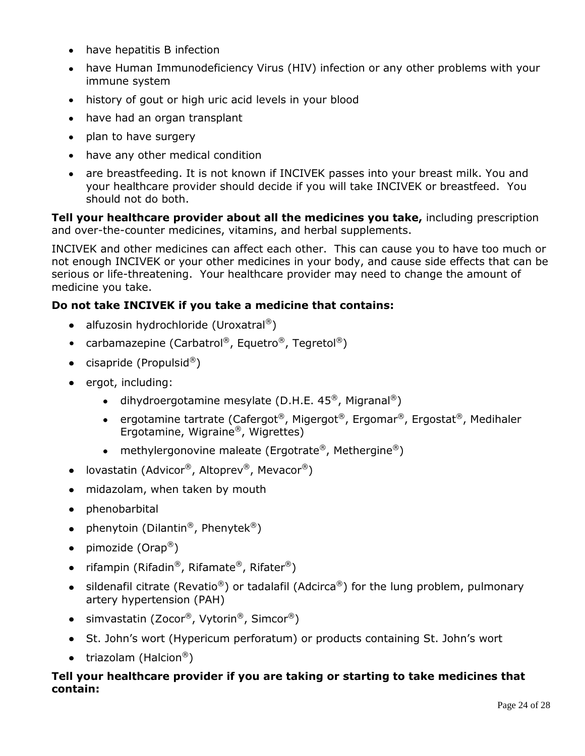- have hepatitis B infection
- have Human Immunodeficiency Virus (HIV) infection or any other problems with your immune system
- history of gout or high uric acid levels in your blood
- have had an organ transplant
- plan to have surgery
- have any other medical condition
- are breastfeeding. It is not known if INCIVEK passes into your breast milk. You and your healthcare provider should decide if you will take INCIVEK or breastfeed. You should not do both.

**Tell your healthcare provider about all the medicines you take,** including prescription and over-the-counter medicines, vitamins, and herbal supplements.

INCIVEK and other medicines can affect each other. This can cause you to have too much or not enough INCIVEK or your other medicines in your body, and cause side effects that can be serious or life-threatening. Your healthcare provider may need to change the amount of medicine you take.

**Do not take INCIVEK if you take a medicine that contains:**

- alfuzosin hydrochloride (Uroxatral®)
- carbamazepine (Carbatrol®, Equetro®, Tegretol®)
- cisapride (Propulsid®)
- ergot, including:
    - dihydroergotamine mesylate (D.H.E. 45®, Migranal®)
    - ergotamine tartrate (Cafergot®, Migergot®, Ergomar®, Ergostat®, Medihaler Ergotamine, Wigraine®, Wigrettes)
    - methylergonovine maleate (Ergotrate®, Methergine®)
- lovastatin (Advicor®, Altoprev®, Mevacor®)
- midazolam, when taken by mouth
- phenobarbital
- phenytoin (Dilantin®, Phenytek®)
- pimozide (Orap®)
- rifampin (Rifadin®, Rifamate®, Rifater®)
- sildenafil citrate (Revatio®) or tadalafil (Adcirca®) for the lung problem, pulmonary artery hypertension (PAH)
- simvastatin (Zocor®, Vytorin®, Simcor®)
- St. John's wort (Hypericum perforatum) or products containing St. John's wort
- triazolam (Halcion®)

**Tell your healthcare provider if you are taking or starting to take medicines that contain:**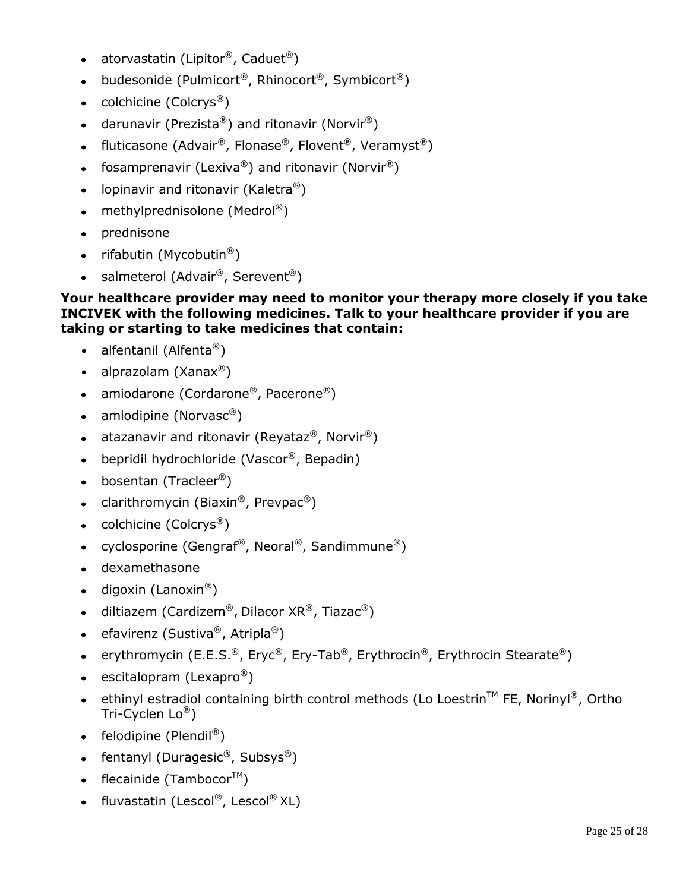- atorvastatin (Lipitor®, Caduet®)
- budesonide (Pulmicort®, Rhinocort®, Symbicort®)
- colchicine (Colcrys®)
- darunavir (Prezista®) and ritonavir (Norvir®)
- fluticasone (Advair®, Flonase®, Flovent®, Veramyst®)
- fosamprenavir (Lexiva®) and ritonavir (Norvir®)
- lopinavir and ritonavir (Kaletra®)
- methylprednisolone (Medrol®)
- prednisone
- rifabutin (Mycobutin®)
- salmeterol (Advair®, Serevent®)

**Your healthcare provider may need to monitor your therapy more closely if you take INCIVEK with the following medicines. Talk to your healthcare provider if you are taking or starting to take medicines that contain:**

- alfentanil (Alfenta®)
- alprazolam (Xanax®)
- amiodarone (Cordarone®, Pacerone®)
- amlodipine (Norvasc®)
- atazanavir and ritonavir (Reyataz®, Norvir®)
- bepridil hydrochloride (Vascor®, Bepadin)
- bosentan (Tracleer®)
- clarithromycin (Biaxin®, Prevpac®)
- colchicine (Colcrys®)
- cyclosporine (Gengraf®, Neoral®, Sandimmune®)
- dexamethasone
- digoxin (Lanoxin®)
- diltiazem (Cardizem®, Dilacor XR®, Tiazac®)
- efavirenz (Sustiva®, Atripla®)
- erythromycin (E.E.S.®, Eryc®, Ery-Tab®, Erythrocin®, Erythrocin Stearate®)
- escitalopram (Lexapro®)
- ethinyl estradiol containing birth control methods (Lo Loestrin™ FE, Norinyl®, Ortho Tri-Cyclen Lo®)
- felodipine (Plendil®)
- fentanyl (Duragesic®, Subsys®)
- flecainide (Tambocor™)
- fluvastatin (Lescol®, Lescol® XL)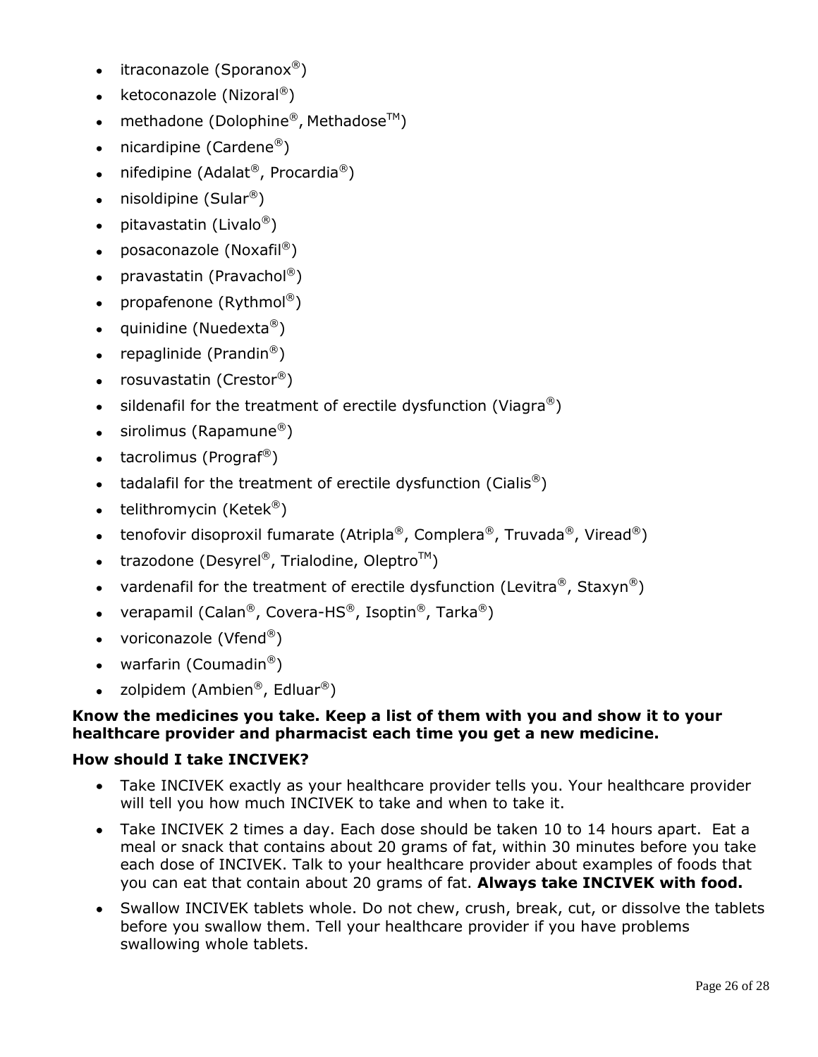- itraconazole (Sporanox®)
- ketoconazole (Nizoral®)
- methadone (Dolophine®, Methadose™)
- nicardipine (Cardene®)
- nifedipine (Adalat®, Procardia®)
- nisoldipine (Sular®)
- pitavastatin (Livalo®)
- posaconazole (Noxafil®)
- pravastatin (Pravachol®)
- propafenone (Rythmol®)
- quinidine (Nuedexta®)
- repaglinide (Prandin®)
- rosuvastatin (Crestor®)
- sildenafil for the treatment of erectile dysfunction (Viagra®)
- sirolimus (Rapamune®)
- tacrolimus (Prograf®)
- tadalafil for the treatment of erectile dysfunction (Cialis®)
- telithromycin (Ketek®)
- tenofovir disoproxil fumarate (Atripla®, Complera®, Truvada®, Viread®)
- trazodone (Desyrel®, Trialodine, Oleptro™)
- vardenafil for the treatment of erectile dysfunction (Levitra®, Staxyn®)
- verapamil (Calan®, Covera-HS®, Isoptin®, Tarka®)
- voriconazole (Vfend®)
- warfarin (Coumadin®)
- zolpidem (Ambien®, Edluar®)

**Know the medicines you take. Keep a list of them with you and show it to your healthcare provider and pharmacist each time you get a new medicine.**

**How should I take INCIVEK?**

- Take INCIVEK exactly as your healthcare provider tells you. Your healthcare provider will tell you how much INCIVEK to take and when to take it.
- Take INCIVEK 2 times a day. Each dose should be taken 10 to 14 hours apart. Eat a meal or snack that contains about 20 grams of fat, within 30 minutes before you take each dose of INCIVEK. Talk to your healthcare provider about examples of foods that you can eat that contain about 20 grams of fat. **Always take INCIVEK with food.**
- Swallow INCIVEK tablets whole. Do not chew, crush, break, cut, or dissolve the tablets before you swallow them. Tell your healthcare provider if you have problems swallowing whole tablets.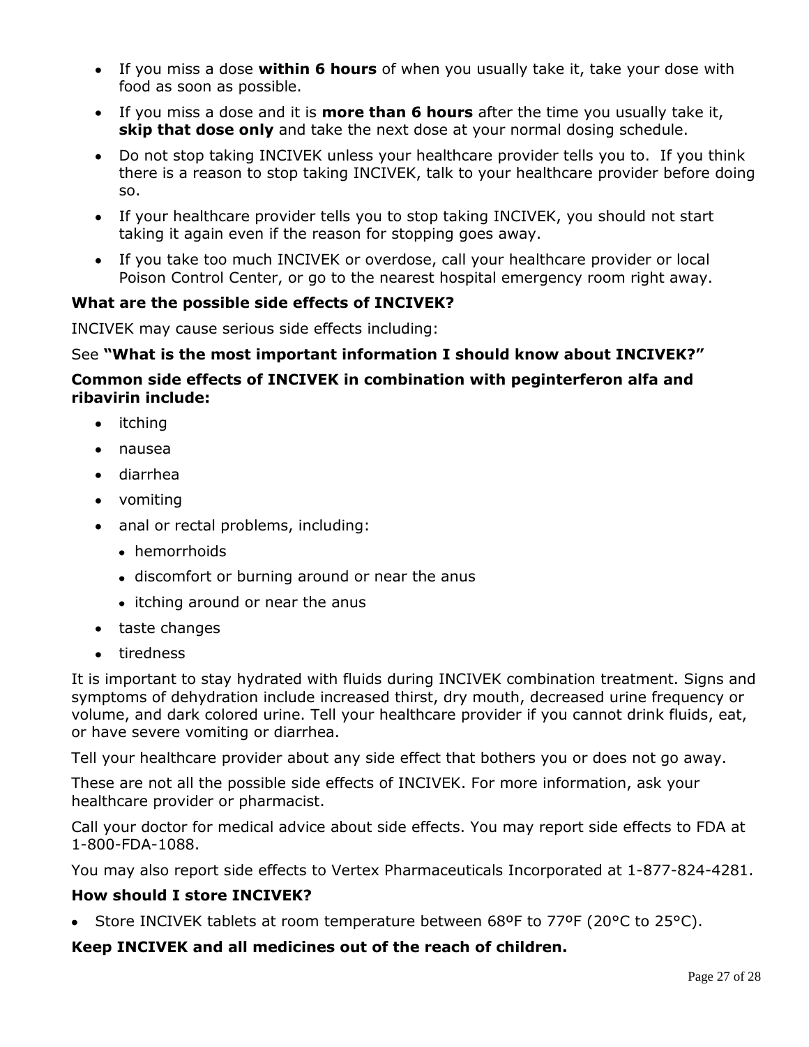- If you miss a dose **within 6 hours** of when you usually take it, take your dose with food as soon as possible.
- If you miss a dose and it is **more than 6 hours** after the time you usually take it, **skip that dose only** and take the next dose at your normal dosing schedule.
- Do not stop taking INCIVEK unless your healthcare provider tells you to. If you think there is a reason to stop taking INCIVEK, talk to your healthcare provider before doing so.
- If your healthcare provider tells you to stop taking INCIVEK, you should not start taking it again even if the reason for stopping goes away.
- If you take too much INCIVEK or overdose, call your healthcare provider or local Poison Control Center, or go to the nearest hospital emergency room right away.

**What are the possible side effects of INCIVEK?**

INCIVEK may cause serious side effects including:

See **"What is the most important information I should know about INCIVEK?"**

**Common side effects of INCIVEK in combination with peginterferon alfa and ribavirin include:**

- itching
- nausea
- diarrhea
- vomiting
- anal or rectal problems, including:
  - hemorrhoids
  - discomfort or burning around or near the anus
  - itching around or near the anus
- taste changes
- tiredness

It is important to stay hydrated with fluids during INCIVEK combination treatment. Signs and symptoms of dehydration include increased thirst, dry mouth, decreased urine frequency or volume, and dark colored urine. Tell your healthcare provider if you cannot drink fluids, eat, or have severe vomiting or diarrhea.

Tell your healthcare provider about any side effect that bothers you or does not go away.

These are not all the possible side effects of INCIVEK. For more information, ask your healthcare provider or pharmacist.

Call your doctor for medical advice about side effects. You may report side effects to FDA at 1-800-FDA-1088.

You may also report side effects to Vertex Pharmaceuticals Incorporated at 1-877-824-4281.

**How should I store INCIVEK?**

- Store INCIVEK tablets at room temperature between 68ºF to 77ºF (20°C to 25°C).

**Keep INCIVEK and all medicines out of the reach of children.**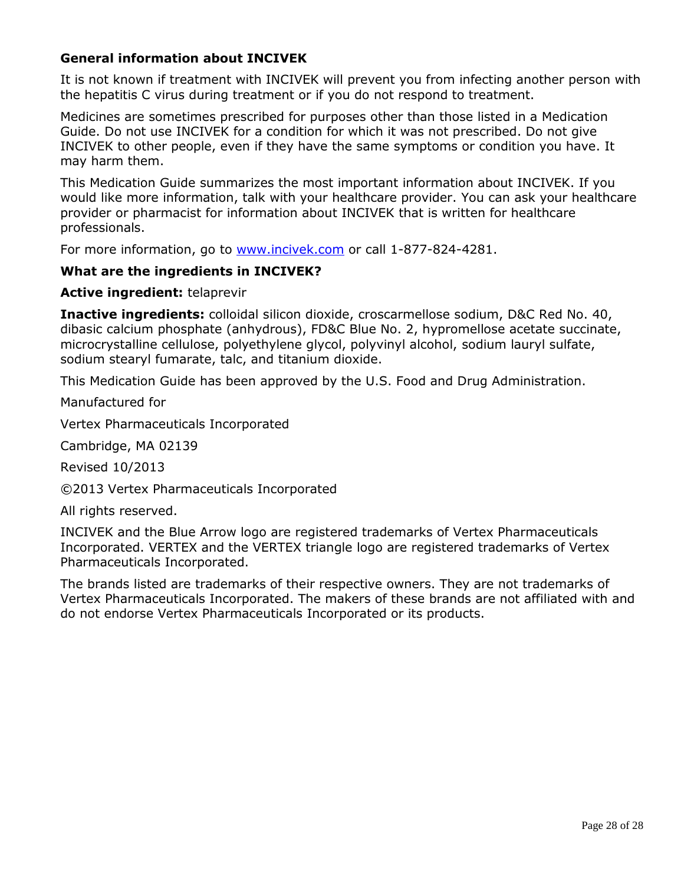### General information about INCIVEK

It is not known if treatment with INCIVEK will prevent you from infecting another person with the hepatitis C virus during treatment or if you do not respond to treatment.

Medicines are sometimes prescribed for purposes other than those listed in a Medication Guide. Do not use INCIVEK for a condition for which it was not prescribed. Do not give INCIVEK to other people, even if they have the same symptoms or condition you have. It may harm them.

This Medication Guide summarizes the most important information about INCIVEK. If you would like more information, talk with your healthcare provider. You can ask your healthcare provider or pharmacist for information about INCIVEK that is written for healthcare professionals.

For more information, go to www.incivek.com or call 1-877-824-4281.

### What are the ingredients in INCIVEK?

**Active ingredient:** telaprevir

**Inactive ingredients:** colloidal silicon dioxide, croscarmellose sodium, D&C Red No. 40, dibasic calcium phosphate (anhydrous), FD&C Blue No. 2, hypromellose acetate succinate, microcrystalline cellulose, polyethylene glycol, polyvinyl alcohol, sodium lauryl sulfate, sodium stearyl fumarate, talc, and titanium dioxide.

This Medication Guide has been approved by the U.S. Food and Drug Administration.

Manufactured for

Vertex Pharmaceuticals Incorporated

Cambridge, MA 02139

Revised 10/2013

©2013 Vertex Pharmaceuticals Incorporated

All rights reserved.

INCIVEK and the Blue Arrow logo are registered trademarks of Vertex Pharmaceuticals Incorporated. VERTEX and the VERTEX triangle logo are registered trademarks of Vertex Pharmaceuticals Incorporated.

The brands listed are trademarks of their respective owners. They are not trademarks of Vertex Pharmaceuticals Incorporated. The makers of these brands are not affiliated with and do not endorse Vertex Pharmaceuticals Incorporated or its products.